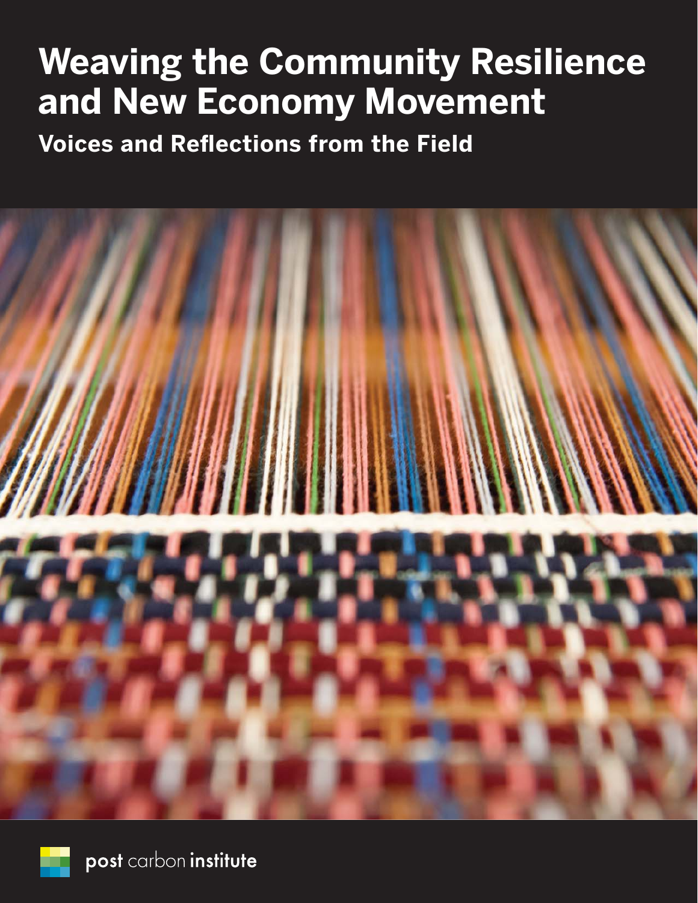# Weaving the Community Resilience and New Economy Movement

## Voices and Reflections from the Field

post carbon institute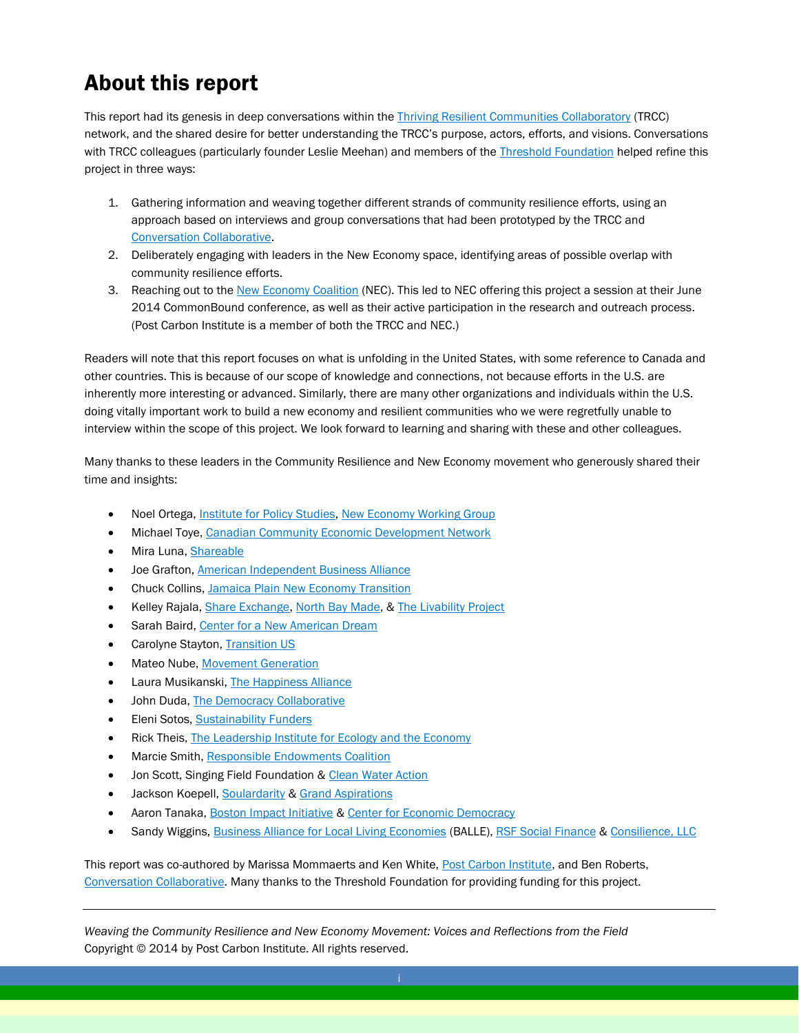# About this report

This report had its genesis in deep conversations within the Thriving Resilient Communities Collaboratory (TRCC) network, and the shared desire for better understanding the TRCC's purpose, actors, efforts, and visions. Conversations with TRCC colleagues (particularly founder Leslie Meehan) and members of the Threshold Foundation helped refine this project in three ways:

1. Gathering information and weaving together different strands of community resilience efforts, using an approach based on interviews and group conversations that had been prototyped by the TRCC and Conversation Collaborative.
2. Deliberately engaging with leaders in the New Economy space, identifying areas of possible overlap with community resilience efforts.
3. Reaching out to the New Economy Coalition (NEC). This led to NEC offering this project a session at their June 2014 CommonBound conference, as well as their active participation in the research and outreach process. (Post Carbon Institute is a member of both the TRCC and NEC.)

Readers will note that this report focuses on what is unfolding in the United States, with some reference to Canada and other countries. This is because of our scope of knowledge and connections, not because efforts in the U.S. are inherently more interesting or advanced. Similarly, there are many other organizations and individuals within the U.S. doing vitally important work to build a new economy and resilient communities who we were regretfully unable to interview within the scope of this project. We look forward to learning and sharing with these and other colleagues.

Many thanks to these leaders in the Community Resilience and New Economy movement who generously shared their time and insights:

- Noel Ortega, Institute for Policy Studies, New Economy Working Group
- Michael Toye, Canadian Community Economic Development Network
- Mira Luna, Shareable
- Joe Grafton, American Independent Business Alliance
- Chuck Collins, Jamaica Plain New Economy Transition
- Kelley Rajala, Share Exchange, North Bay Made, & The Livability Project
- Sarah Baird, Center for a New American Dream
- Carolyne Stayton, Transition US
- Mateo Nube, Movement Generation
- Laura Musikanski, The Happiness Alliance
- John Duda, The Democracy Collaborative
- Eleni Sotos, Sustainability Funders
- Rick Theis, The Leadership Institute for Ecology and the Economy
- Marcie Smith, Responsible Endowments Coalition
- Jon Scott, Singing Field Foundation & Clean Water Action
- Jackson Koepell, Soulardarity & Grand Aspirations
- Aaron Tanaka, Boston Impact Initiative & Center for Economic Democracy
- Sandy Wiggins, Business Alliance for Local Living Economies (BALLE), RSF Social Finance & Consilience, LLC

This report was co-authored by Marissa Mommaerts and Ken White, Post Carbon Institute, and Ben Roberts, Conversation Collaborative. Many thanks to the Threshold Foundation for providing funding for this project.

---

*Weaving the Community Resilience and New Economy Movement: Voices and Reflections from the Field*
Copyright © 2014 by Post Carbon Institute. All rights reserved.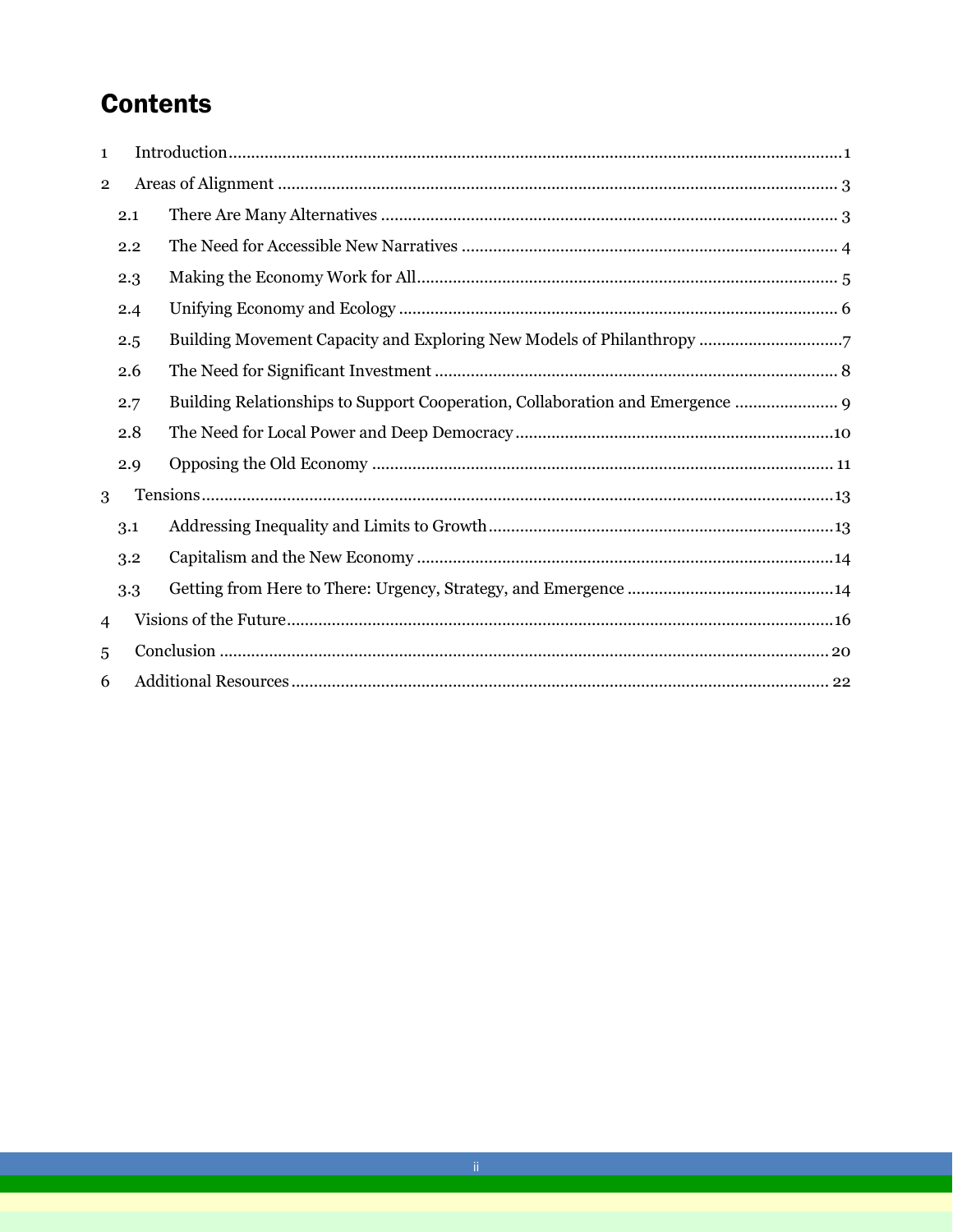# Contents

1 Introduction ........................................................................................................ 1

2 Areas of Alignment ........................................................................................... 3

2.1 There Are Many Alternatives ........................................................................ 3

2.2 The Need for Accessible New Narratives ...................................................... 4

2.3 Making the Economy Work for All ................................................................ 5

2.4 Unifying Economy and Ecology .................................................................... 6

2.5 Building Movement Capacity and Exploring New Models of Philanthropy ................ 7

2.6 The Need for Significant Investment ............................................................ 8

2.7 Building Relationships to Support Cooperation, Collaboration and Emergence ........ 9

2.8 The Need for Local Power and Deep Democracy ........................................... 10

2.9 Opposing the Old Economy .......................................................................... 11

3 Tensions ............................................................................................................ 13

3.1 Addressing Inequality and Limits to Growth ................................................ 13

3.2 Capitalism and the New Economy ................................................................ 14

3.3 Getting from Here to There: Urgency, Strategy, and Emergence ........................ 14

4 Visions of the Future ........................................................................................ 16

5 Conclusion ........................................................................................................ 20

6 Additional Resources ....................................................................................... 22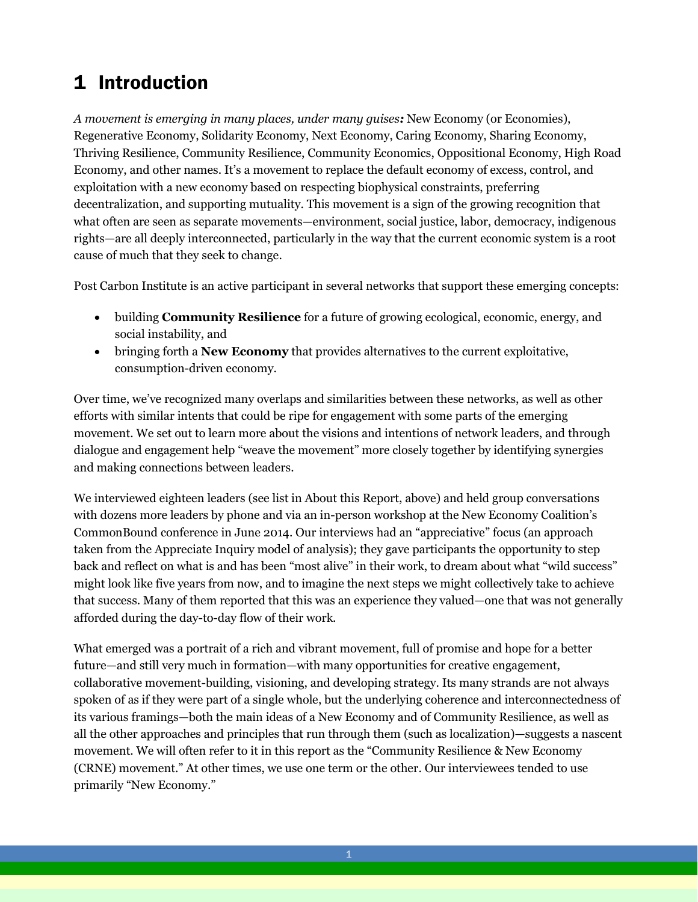# 1 Introduction

*A movement is emerging in many places, under many guises:* New Economy (or Economies), Regenerative Economy, Solidarity Economy, Next Economy, Caring Economy, Sharing Economy, Thriving Resilience, Community Resilience, Community Economics, Oppositional Economy, High Road Economy, and other names. It's a movement to replace the default economy of excess, control, and exploitation with a new economy based on respecting biophysical constraints, preferring decentralization, and supporting mutuality. This movement is a sign of the growing recognition that what often are seen as separate movements—environment, social justice, labor, democracy, indigenous rights—are all deeply interconnected, particularly in the way that the current economic system is a root cause of much that they seek to change.

Post Carbon Institute is an active participant in several networks that support these emerging concepts:

- building **Community Resilience** for a future of growing ecological, economic, energy, and social instability, and
- bringing forth a **New Economy** that provides alternatives to the current exploitative, consumption-driven economy.

Over time, we've recognized many overlaps and similarities between these networks, as well as other efforts with similar intents that could be ripe for engagement with some parts of the emerging movement. We set out to learn more about the visions and intentions of network leaders, and through dialogue and engagement help "weave the movement" more closely together by identifying synergies and making connections between leaders.

We interviewed eighteen leaders (see list in About this Report, above) and held group conversations with dozens more leaders by phone and via an in-person workshop at the New Economy Coalition's CommonBound conference in June 2014. Our interviews had an "appreciative" focus (an approach taken from the Appreciate Inquiry model of analysis); they gave participants the opportunity to step back and reflect on what is and has been "most alive" in their work, to dream about what "wild success" might look like five years from now, and to imagine the next steps we might collectively take to achieve that success. Many of them reported that this was an experience they valued—one that was not generally afforded during the day-to-day flow of their work.

What emerged was a portrait of a rich and vibrant movement, full of promise and hope for a better future—and still very much in formation—with many opportunities for creative engagement, collaborative movement-building, visioning, and developing strategy. Its many strands are not always spoken of as if they were part of a single whole, but the underlying coherence and interconnectedness of its various framings—both the main ideas of a New Economy and of Community Resilience, as well as all the other approaches and principles that run through them (such as localization)—suggests a nascent movement. We will often refer to it in this report as the "Community Resilience & New Economy (CRNE) movement." At other times, we use one term or the other. Our interviewees tended to use primarily "New Economy."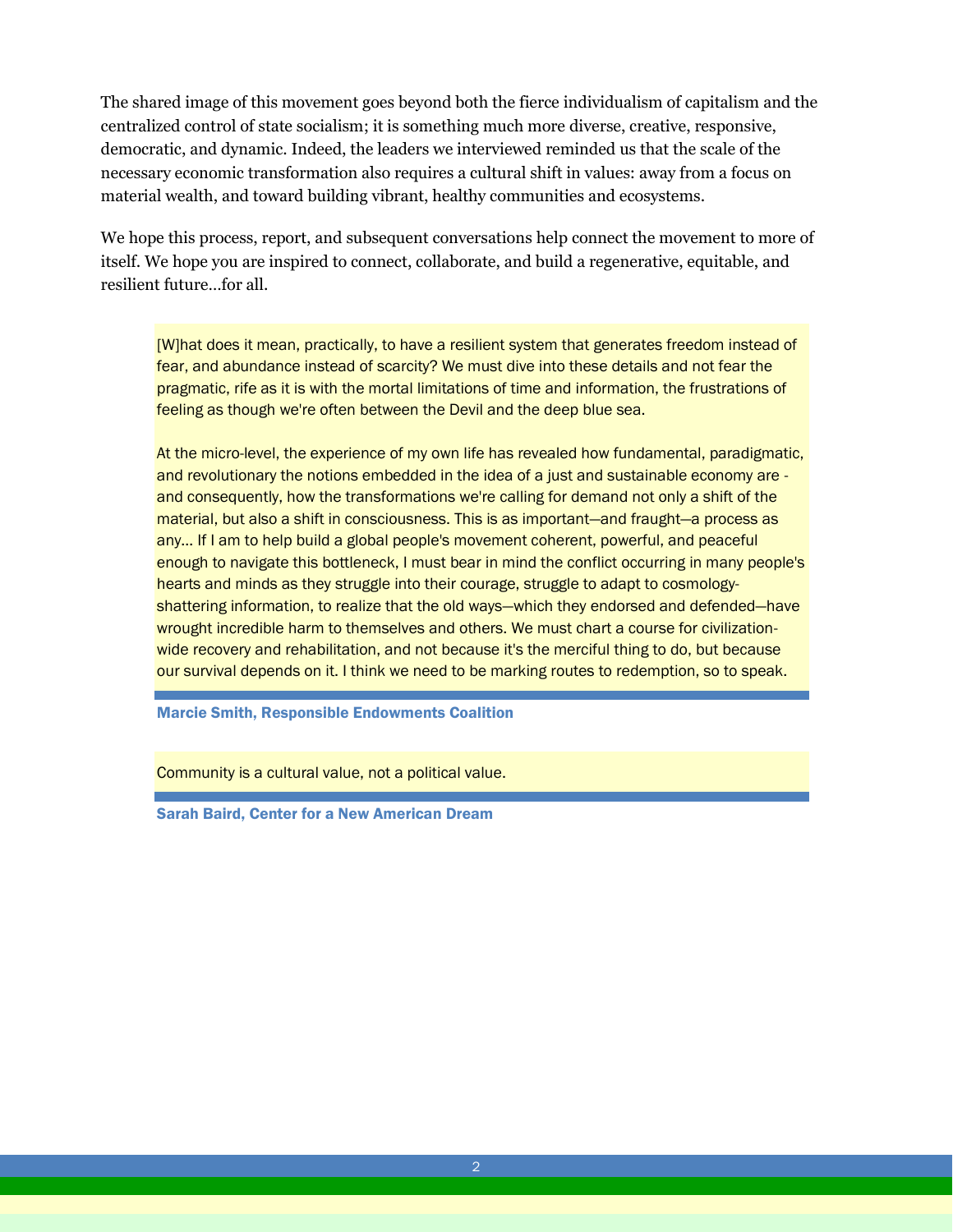The shared image of this movement goes beyond both the fierce individualism of capitalism and the centralized control of state socialism; it is something much more diverse, creative, responsive, democratic, and dynamic. Indeed, the leaders we interviewed reminded us that the scale of the necessary economic transformation also requires a cultural shift in values: away from a focus on material wealth, and toward building vibrant, healthy communities and ecosystems.

We hope this process, report, and subsequent conversations help connect the movement to more of itself. We hope you are inspired to connect, collaborate, and build a regenerative, equitable, and resilient future…for all.

> [W]hat does it mean, practically, to have a resilient system that generates freedom instead of fear, and abundance instead of scarcity? We must dive into these details and not fear the pragmatic, rife as it is with the mortal limitations of time and information, the frustrations of feeling as though we're often between the Devil and the deep blue sea.
>
> At the micro-level, the experience of my own life has revealed how fundamental, paradigmatic, and revolutionary the notions embedded in the idea of a just and sustainable economy are - and consequently, how the transformations we're calling for demand not only a shift of the material, but also a shift in consciousness. This is as important—and fraught—a process as any… If I am to help build a global people's movement coherent, powerful, and peaceful enough to navigate this bottleneck, I must bear in mind the conflict occurring in many people's hearts and minds as they struggle into their courage, struggle to adapt to cosmology-shattering information, to realize that the old ways—which they endorsed and defended—have wrought incredible harm to themselves and others. We must chart a course for civilization-wide recovery and rehabilitation, and not because it's the merciful thing to do, but because our survival depends on it. I think we need to be marking routes to redemption, so to speak.

**Marcie Smith, Responsible Endowments Coalition**

> Community is a cultural value, not a political value.

**Sarah Baird, Center for a New American Dream**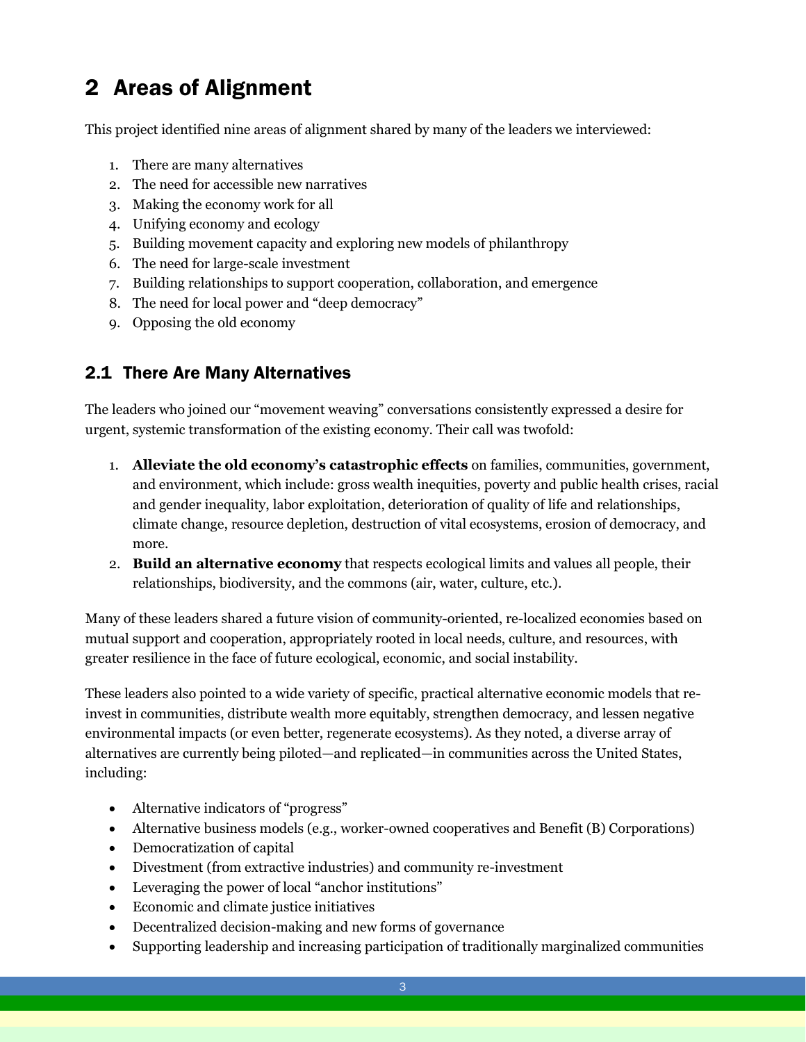# 2 Areas of Alignment

This project identified nine areas of alignment shared by many of the leaders we interviewed:

1. There are many alternatives
2. The need for accessible new narratives
3. Making the economy work for all
4. Unifying economy and ecology
5. Building movement capacity and exploring new models of philanthropy
6. The need for large-scale investment
7. Building relationships to support cooperation, collaboration, and emergence
8. The need for local power and "deep democracy"
9. Opposing the old economy

## 2.1 There Are Many Alternatives

The leaders who joined our "movement weaving" conversations consistently expressed a desire for urgent, systemic transformation of the existing economy. Their call was twofold:

1. **Alleviate the old economy's catastrophic effects** on families, communities, government, and environment, which include: gross wealth inequities, poverty and public health crises, racial and gender inequality, labor exploitation, deterioration of quality of life and relationships, climate change, resource depletion, destruction of vital ecosystems, erosion of democracy, and more.
2. **Build an alternative economy** that respects ecological limits and values all people, their relationships, biodiversity, and the commons (air, water, culture, etc.).

Many of these leaders shared a future vision of community-oriented, re-localized economies based on mutual support and cooperation, appropriately rooted in local needs, culture, and resources, with greater resilience in the face of future ecological, economic, and social instability.

These leaders also pointed to a wide variety of specific, practical alternative economic models that re-invest in communities, distribute wealth more equitably, strengthen democracy, and lessen negative environmental impacts (or even better, regenerate ecosystems). As they noted, a diverse array of alternatives are currently being piloted—and replicated—in communities across the United States, including:

- Alternative indicators of "progress"
- Alternative business models (e.g., worker-owned cooperatives and Benefit (B) Corporations)
- Democratization of capital
- Divestment (from extractive industries) and community re-investment
- Leveraging the power of local "anchor institutions"
- Economic and climate justice initiatives
- Decentralized decision-making and new forms of governance
- Supporting leadership and increasing participation of traditionally marginalized communities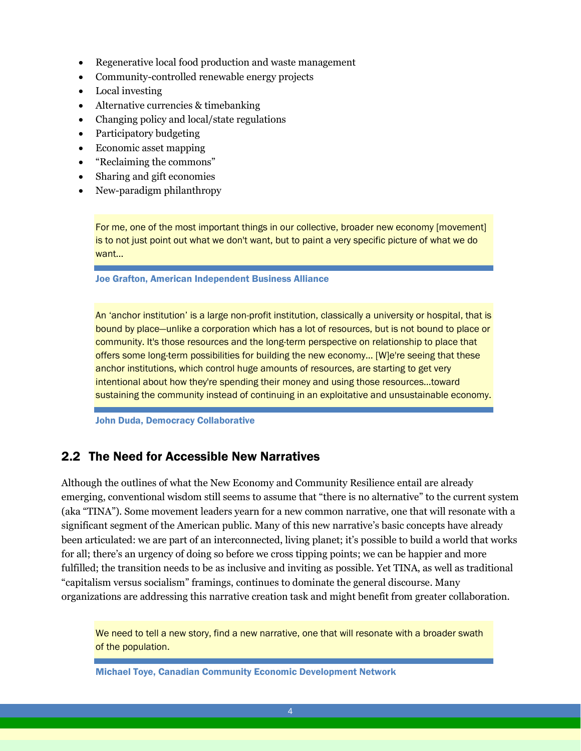- Regenerative local food production and waste management
- Community-controlled renewable energy projects
- Local investing
- Alternative currencies & timebanking
- Changing policy and local/state regulations
- Participatory budgeting
- Economic asset mapping
- "Reclaiming the commons"
- Sharing and gift economies
- New-paradigm philanthropy

> For me, one of the most important things in our collective, broader new economy [movement] is to not just point out what we don't want, but to paint a very specific picture of what we do want...
>
> **Joe Grafton, American Independent Business Alliance**

> An 'anchor institution' is a large non-profit institution, classically a university or hospital, that is bound by place—unlike a corporation which has a lot of resources, but is not bound to place or community. It's those resources and the long-term perspective on relationship to place that offers some long-term possibilities for building the new economy... [W]e're seeing that these anchor institutions, which control huge amounts of resources, are starting to get very intentional about how they're spending their money and using those resources...toward sustaining the community instead of continuing in an exploitative and unsustainable economy.
>
> **John Duda, Democracy Collaborative**

## 2.2 The Need for Accessible New Narratives

Although the outlines of what the New Economy and Community Resilience entail are already emerging, conventional wisdom still seems to assume that "there is no alternative" to the current system (aka "TINA"). Some movement leaders yearn for a new common narrative, one that will resonate with a significant segment of the American public. Many of this new narrative's basic concepts have already been articulated: we are part of an interconnected, living planet; it's possible to build a world that works for all; there's an urgency of doing so before we cross tipping points; we can be happier and more fulfilled; the transition needs to be as inclusive and inviting as possible. Yet TINA, as well as traditional "capitalism versus socialism" framings, continues to dominate the general discourse. Many organizations are addressing this narrative creation task and might benefit from greater collaboration.

> We need to tell a new story, find a new narrative, one that will resonate with a broader swath of the population.
>
> **Michael Toye, Canadian Community Economic Development Network**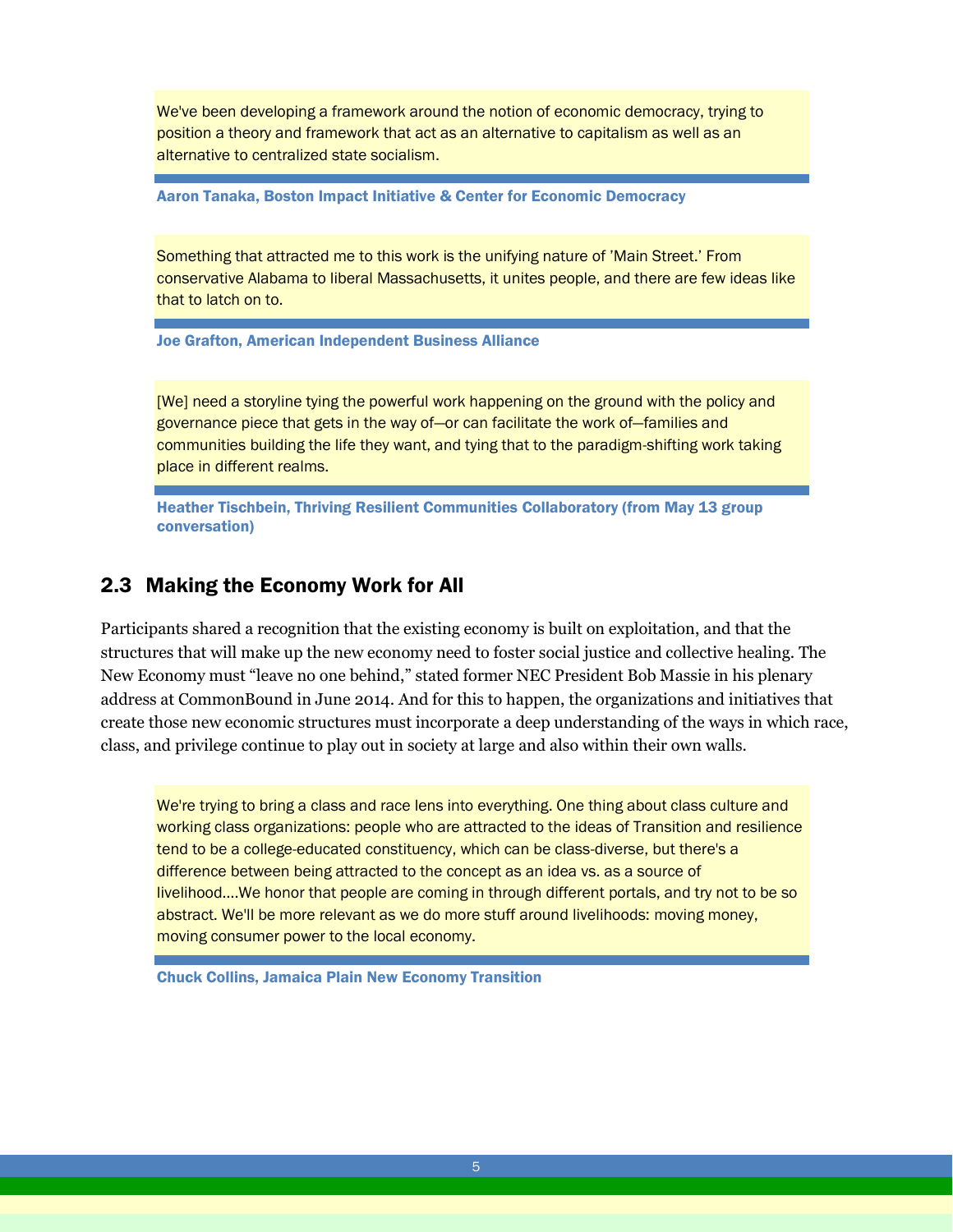> We've been developing a framework around the notion of economic democracy, trying to position a theory and framework that act as an alternative to capitalism as well as an alternative to centralized state socialism.

**Aaron Tanaka, Boston Impact Initiative & Center for Economic Democracy**

> Something that attracted me to this work is the unifying nature of 'Main Street.' From conservative Alabama to liberal Massachusetts, it unites people, and there are few ideas like that to latch on to.

**Joe Grafton, American Independent Business Alliance**

> [We] need a storyline tying the powerful work happening on the ground with the policy and governance piece that gets in the way of—or can facilitate the work of—families and communities building the life they want, and tying that to the paradigm-shifting work taking place in different realms.

**Heather Tischbein, Thriving Resilient Communities Collaboratory (from May 13 group conversation)**

## 2.3 Making the Economy Work for All

Participants shared a recognition that the existing economy is built on exploitation, and that the structures that will make up the new economy need to foster social justice and collective healing. The New Economy must "leave no one behind," stated former NEC President Bob Massie in his plenary address at CommonBound in June 2014. And for this to happen, the organizations and initiatives that create those new economic structures must incorporate a deep understanding of the ways in which race, class, and privilege continue to play out in society at large and also within their own walls.

> We're trying to bring a class and race lens into everything. One thing about class culture and working class organizations: people who are attracted to the ideas of Transition and resilience tend to be a college-educated constituency, which can be class-diverse, but there's a difference between being attracted to the concept as an idea vs. as a source of livelihood....We honor that people are coming in through different portals, and try not to be so abstract. We'll be more relevant as we do more stuff around livelihoods: moving money, moving consumer power to the local economy.

**Chuck Collins, Jamaica Plain New Economy Transition**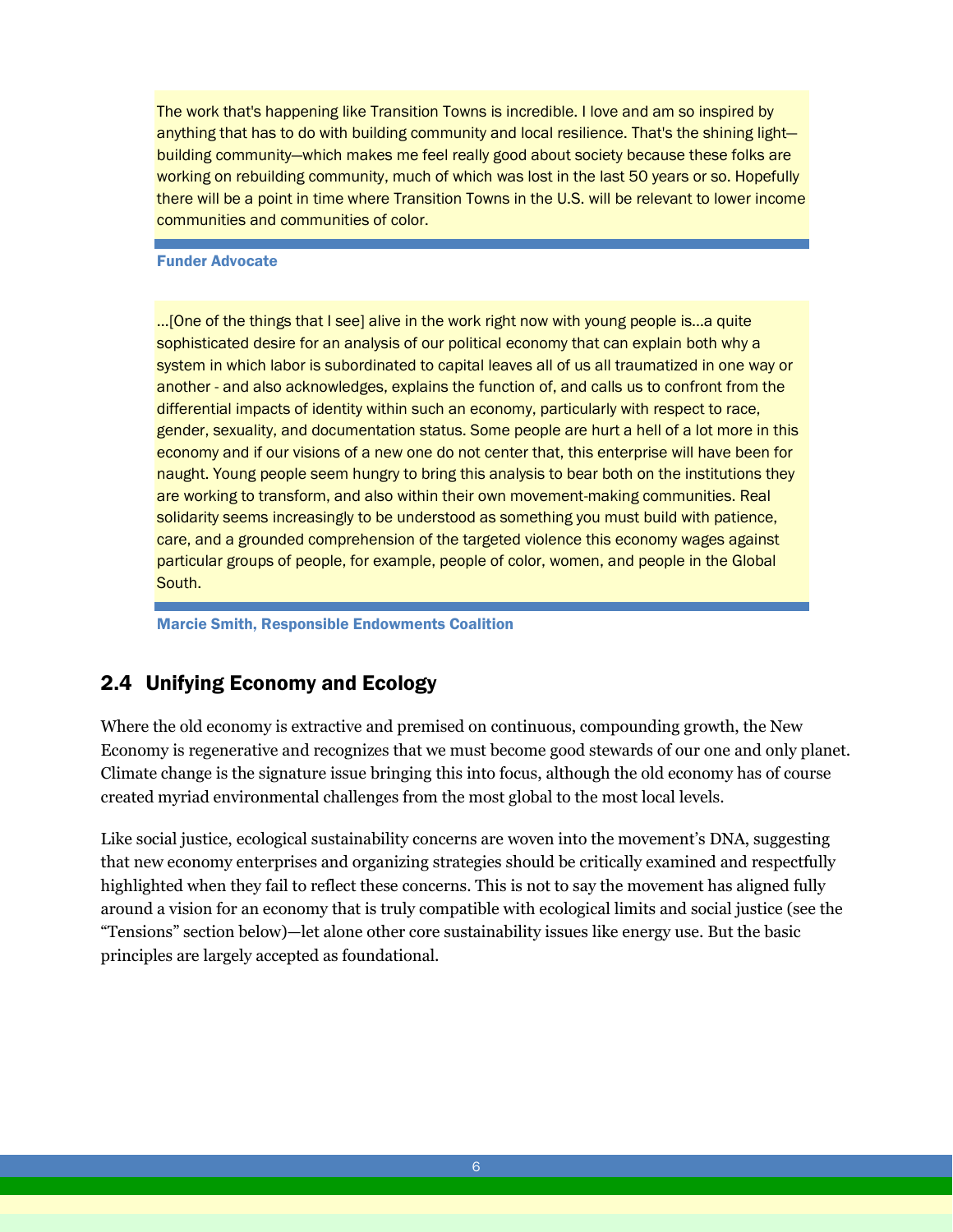> The work that's happening like Transition Towns is incredible. I love and am so inspired by anything that has to do with building community and local resilience. That's the shining light—building community—which makes me feel really good about society because these folks are working on rebuilding community, much of which was lost in the last 50 years or so. Hopefully there will be a point in time where Transition Towns in the U.S. will be relevant to lower income communities and communities of color.

**Funder Advocate**

> …[One of the things that I see] alive in the work right now with young people is…a quite sophisticated desire for an analysis of our political economy that can explain both why a system in which labor is subordinated to capital leaves all of us all traumatized in one way or another - and also acknowledges, explains the function of, and calls us to confront from the differential impacts of identity within such an economy, particularly with respect to race, gender, sexuality, and documentation status. Some people are hurt a hell of a lot more in this economy and if our visions of a new one do not center that, this enterprise will have been for naught. Young people seem hungry to bring this analysis to bear both on the institutions they are working to transform, and also within their own movement-making communities. Real solidarity seems increasingly to be understood as something you must build with patience, care, and a grounded comprehension of the targeted violence this economy wages against particular groups of people, for example, people of color, women, and people in the Global South.

**Marcie Smith, Responsible Endowments Coalition**

## 2.4 Unifying Economy and Ecology

Where the old economy is extractive and premised on continuous, compounding growth, the New Economy is regenerative and recognizes that we must become good stewards of our one and only planet. Climate change is the signature issue bringing this into focus, although the old economy has of course created myriad environmental challenges from the most global to the most local levels.

Like social justice, ecological sustainability concerns are woven into the movement's DNA, suggesting that new economy enterprises and organizing strategies should be critically examined and respectfully highlighted when they fail to reflect these concerns. This is not to say the movement has aligned fully around a vision for an economy that is truly compatible with ecological limits and social justice (see the "Tensions" section below)—let alone other core sustainability issues like energy use. But the basic principles are largely accepted as foundational.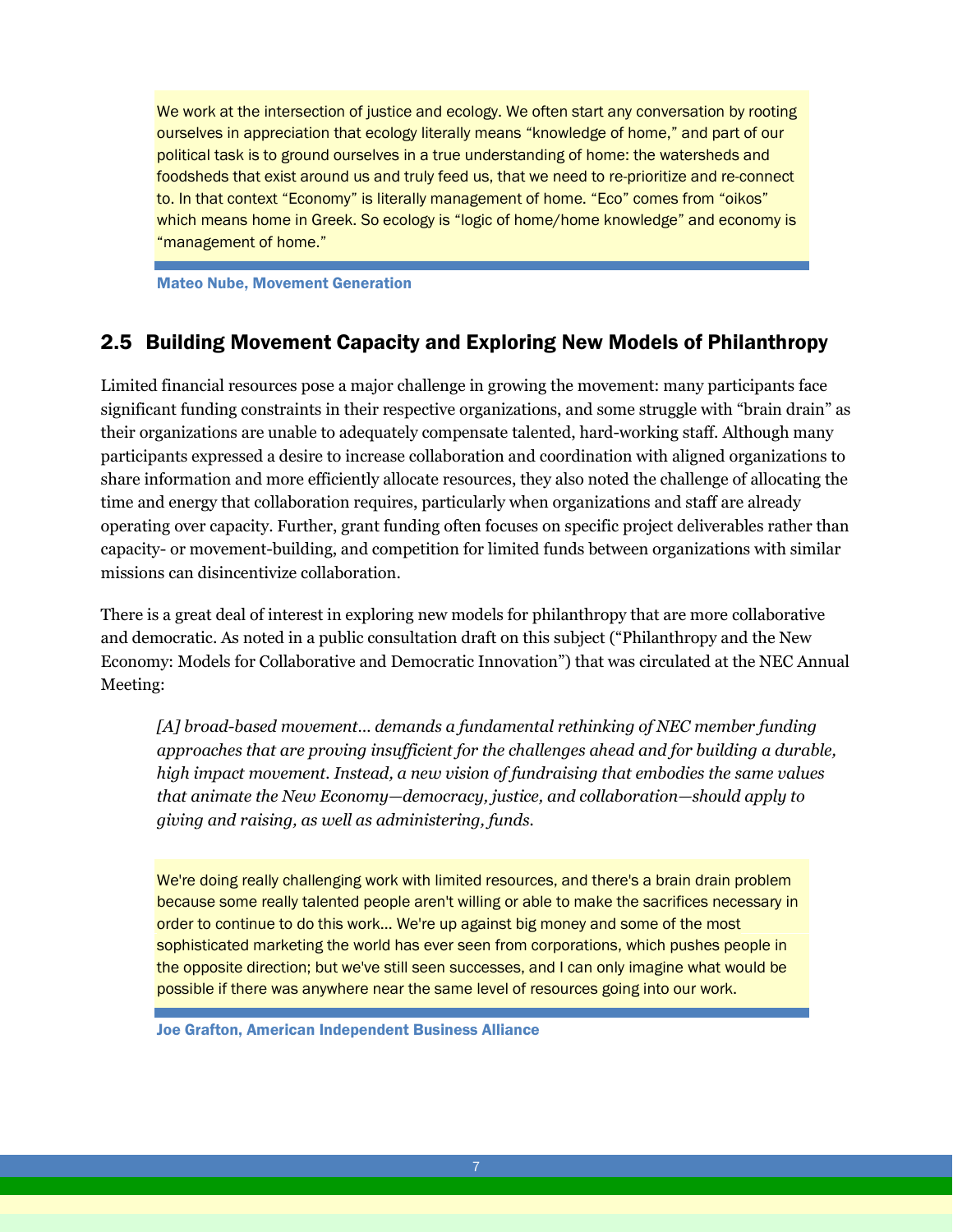> We work at the intersection of justice and ecology. We often start any conversation by rooting ourselves in appreciation that ecology literally means "knowledge of home," and part of our political task is to ground ourselves in a true understanding of home: the watersheds and foodsheds that exist around us and truly feed us, that we need to re-prioritize and re-connect to. In that context "Economy" is literally management of home. "Eco" comes from "oikos" which means home in Greek. So ecology is "logic of home/home knowledge" and economy is "management of home."

**Mateo Nube, Movement Generation**

## 2.5 Building Movement Capacity and Exploring New Models of Philanthropy

Limited financial resources pose a major challenge in growing the movement: many participants face significant funding constraints in their respective organizations, and some struggle with "brain drain" as their organizations are unable to adequately compensate talented, hard-working staff. Although many participants expressed a desire to increase collaboration and coordination with aligned organizations to share information and more efficiently allocate resources, they also noted the challenge of allocating the time and energy that collaboration requires, particularly when organizations and staff are already operating over capacity. Further, grant funding often focuses on specific project deliverables rather than capacity- or movement-building, and competition for limited funds between organizations with similar missions can disincentivize collaboration.

There is a great deal of interest in exploring new models for philanthropy that are more collaborative and democratic. As noted in a public consultation draft on this subject ("Philanthropy and the New Economy: Models for Collaborative and Democratic Innovation") that was circulated at the NEC Annual Meeting:

> *[A] broad-based movement… demands a fundamental rethinking of NEC member funding approaches that are proving insufficient for the challenges ahead and for building a durable, high impact movement. Instead, a new vision of fundraising that embodies the same values that animate the New Economy—democracy, justice, and collaboration—should apply to giving and raising, as well as administering, funds.*

> We're doing really challenging work with limited resources, and there's a brain drain problem because some really talented people aren't willing or able to make the sacrifices necessary in order to continue to do this work… We're up against big money and some of the most sophisticated marketing the world has ever seen from corporations, which pushes people in the opposite direction; but we've still seen successes, and I can only imagine what would be possible if there was anywhere near the same level of resources going into our work.

**Joe Grafton, American Independent Business Alliance**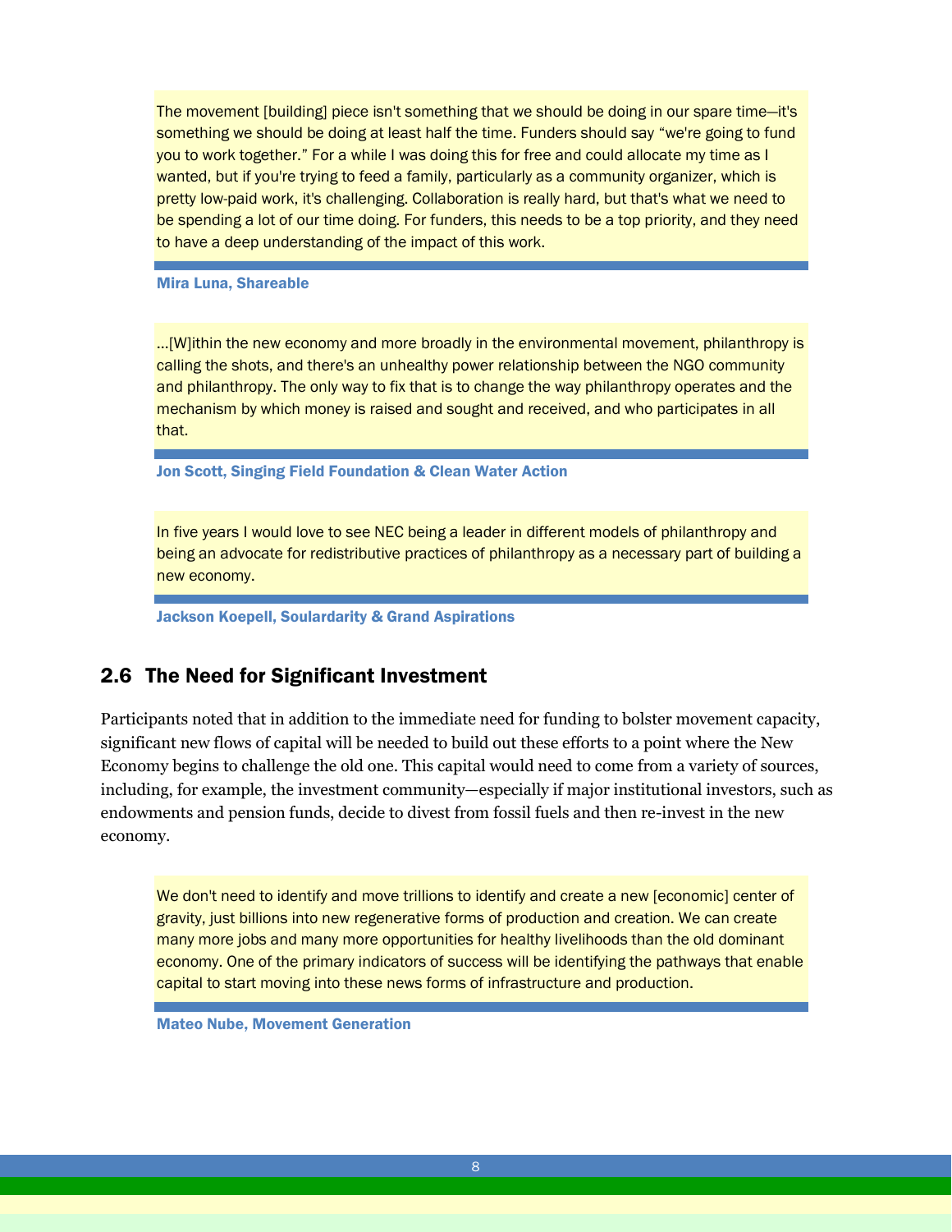> The movement [building] piece isn't something that we should be doing in our spare time—it's something we should be doing at least half the time. Funders should say "we're going to fund you to work together." For a while I was doing this for free and could allocate my time as I wanted, but if you're trying to feed a family, particularly as a community organizer, which is pretty low-paid work, it's challenging. Collaboration is really hard, but that's what we need to be spending a lot of our time doing. For funders, this needs to be a top priority, and they need to have a deep understanding of the impact of this work.

**Mira Luna, Shareable**

> ...[W]ithin the new economy and more broadly in the environmental movement, philanthropy is calling the shots, and there's an unhealthy power relationship between the NGO community and philanthropy. The only way to fix that is to change the way philanthropy operates and the mechanism by which money is raised and sought and received, and who participates in all that.

**Jon Scott, Singing Field Foundation & Clean Water Action**

> In five years I would love to see NEC being a leader in different models of philanthropy and being an advocate for redistributive practices of philanthropy as a necessary part of building a new economy.

**Jackson Koepell, Soulardarity & Grand Aspirations**

## 2.6 The Need for Significant Investment

Participants noted that in addition to the immediate need for funding to bolster movement capacity, significant new flows of capital will be needed to build out these efforts to a point where the New Economy begins to challenge the old one. This capital would need to come from a variety of sources, including, for example, the investment community—especially if major institutional investors, such as endowments and pension funds, decide to divest from fossil fuels and then re-invest in the new economy.

> We don't need to identify and move trillions to identify and create a new [economic] center of gravity, just billions into new regenerative forms of production and creation. We can create many more jobs and many more opportunities for healthy livelihoods than the old dominant economy. One of the primary indicators of success will be identifying the pathways that enable capital to start moving into these news forms of infrastructure and production.

**Mateo Nube, Movement Generation**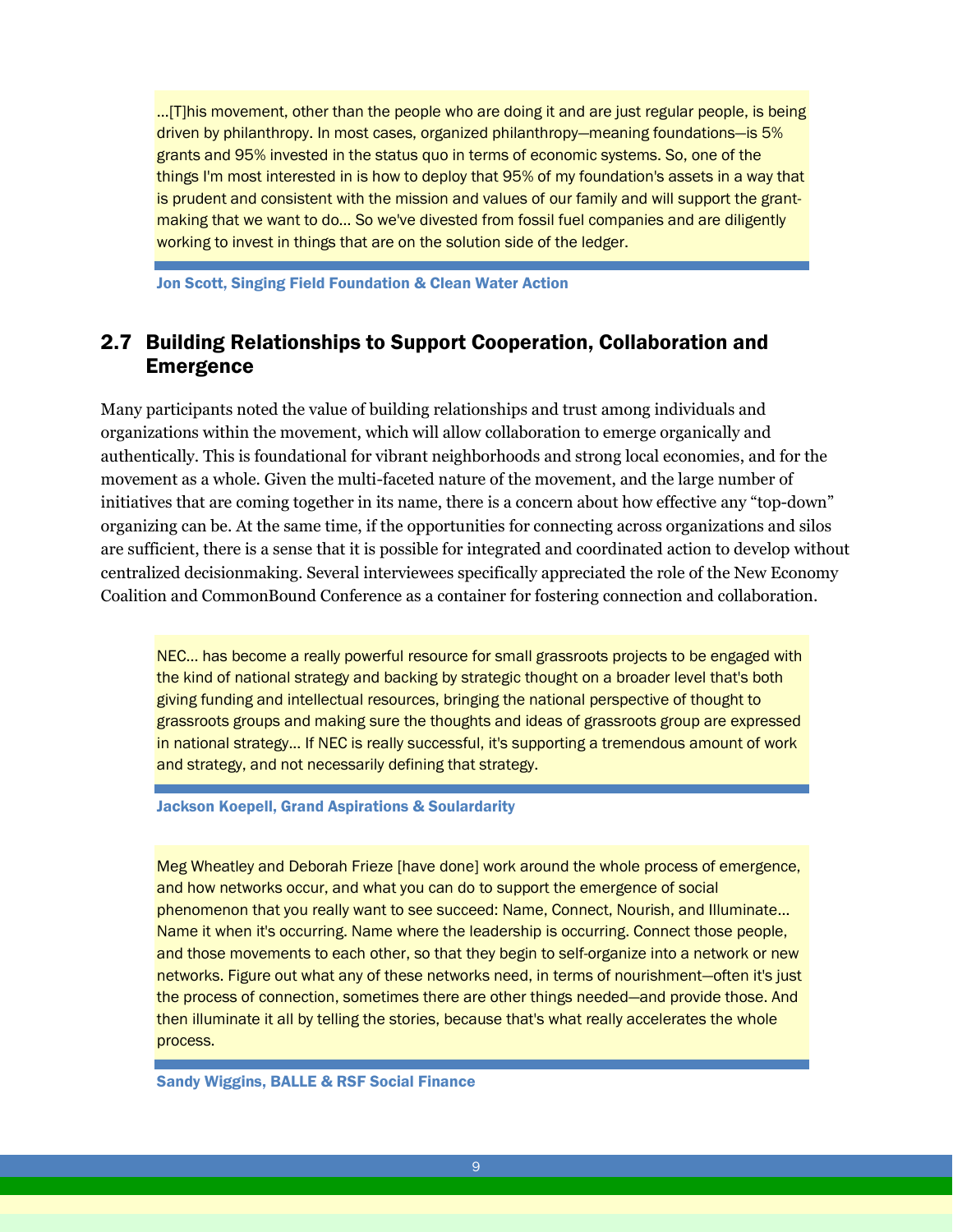> …[T]his movement, other than the people who are doing it and are just regular people, is being driven by philanthropy. In most cases, organized philanthropy—meaning foundations—is 5% grants and 95% invested in the status quo in terms of economic systems. So, one of the things I'm most interested in is how to deploy that 95% of my foundation's assets in a way that is prudent and consistent with the mission and values of our family and will support the grant-making that we want to do… So we've divested from fossil fuel companies and are diligently working to invest in things that are on the solution side of the ledger.

**Jon Scott, Singing Field Foundation & Clean Water Action**

## 2.7 Building Relationships to Support Cooperation, Collaboration and Emergence

Many participants noted the value of building relationships and trust among individuals and organizations within the movement, which will allow collaboration to emerge organically and authentically. This is foundational for vibrant neighborhoods and strong local economies, and for the movement as a whole. Given the multi-faceted nature of the movement, and the large number of initiatives that are coming together in its name, there is a concern about how effective any "top-down" organizing can be. At the same time, if the opportunities for connecting across organizations and silos are sufficient, there is a sense that it is possible for integrated and coordinated action to develop without centralized decisionmaking. Several interviewees specifically appreciated the role of the New Economy Coalition and CommonBound Conference as a container for fostering connection and collaboration.

> NEC… has become a really powerful resource for small grassroots projects to be engaged with the kind of national strategy and backing by strategic thought on a broader level that's both giving funding and intellectual resources, bringing the national perspective of thought to grassroots groups and making sure the thoughts and ideas of grassroots group are expressed in national strategy… If NEC is really successful, it's supporting a tremendous amount of work and strategy, and not necessarily defining that strategy.

**Jackson Koepell, Grand Aspirations & Soulardarity**

> Meg Wheatley and Deborah Frieze [have done] work around the whole process of emergence, and how networks occur, and what you can do to support the emergence of social phenomenon that you really want to see succeed: Name, Connect, Nourish, and Illuminate… Name it when it's occurring. Name where the leadership is occurring. Connect those people, and those movements to each other, so that they begin to self-organize into a network or new networks. Figure out what any of these networks need, in terms of nourishment—often it's just the process of connection, sometimes there are other things needed—and provide those. And then illuminate it all by telling the stories, because that's what really accelerates the whole process.

**Sandy Wiggins, BALLE & RSF Social Finance**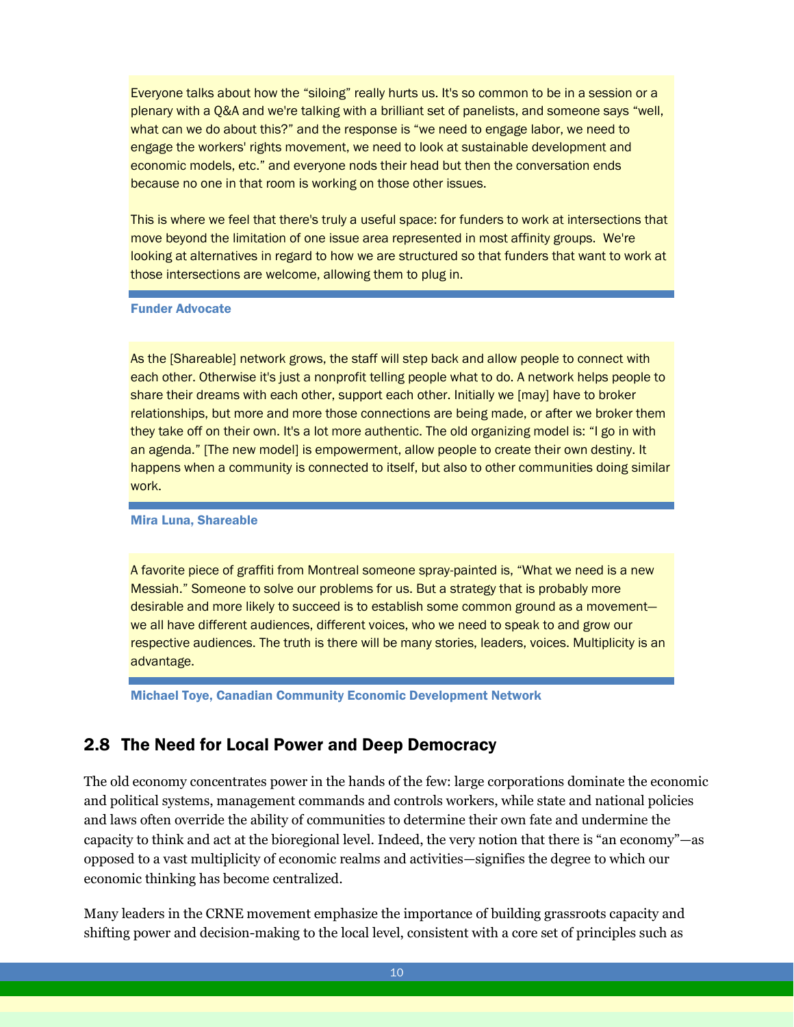> Everyone talks about how the “siloing” really hurts us. It's so common to be in a session or a plenary with a Q&A and we're talking with a brilliant set of panelists, and someone says “well, what can we do about this?” and the response is “we need to engage labor, we need to engage the workers' rights movement, we need to look at sustainable development and economic models, etc.” and everyone nods their head but then the conversation ends because no one in that room is working on those other issues.
>
> This is where we feel that there's truly a useful space: for funders to work at intersections that move beyond the limitation of one issue area represented in most affinity groups. We're looking at alternatives in regard to how we are structured so that funders that want to work at those intersections are welcome, allowing them to plug in.

**Funder Advocate**

> As the [Shareable] network grows, the staff will step back and allow people to connect with each other. Otherwise it's just a nonprofit telling people what to do. A network helps people to share their dreams with each other, support each other. Initially we [may] have to broker relationships, but more and more those connections are being made, or after we broker them they take off on their own. It's a lot more authentic. The old organizing model is: “I go in with an agenda.” [The new model] is empowerment, allow people to create their own destiny. It happens when a community is connected to itself, but also to other communities doing similar work.

**Mira Luna, Shareable**

> A favorite piece of graffiti from Montreal someone spray-painted is, “What we need is a new Messiah.” Someone to solve our problems for us. But a strategy that is probably more desirable and more likely to succeed is to establish some common ground as a movement—we all have different audiences, different voices, who we need to speak to and grow our respective audiences. The truth is there will be many stories, leaders, voices. Multiplicity is an advantage.

**Michael Toye, Canadian Community Economic Development Network**

## 2.8 The Need for Local Power and Deep Democracy

The old economy concentrates power in the hands of the few: large corporations dominate the economic and political systems, management commands and controls workers, while state and national policies and laws often override the ability of communities to determine their own fate and undermine the capacity to think and act at the bioregional level. Indeed, the very notion that there is “an economy”—as opposed to a vast multiplicity of economic realms and activities—signifies the degree to which our economic thinking has become centralized.

Many leaders in the CRNE movement emphasize the importance of building grassroots capacity and shifting power and decision-making to the local level, consistent with a core set of principles such as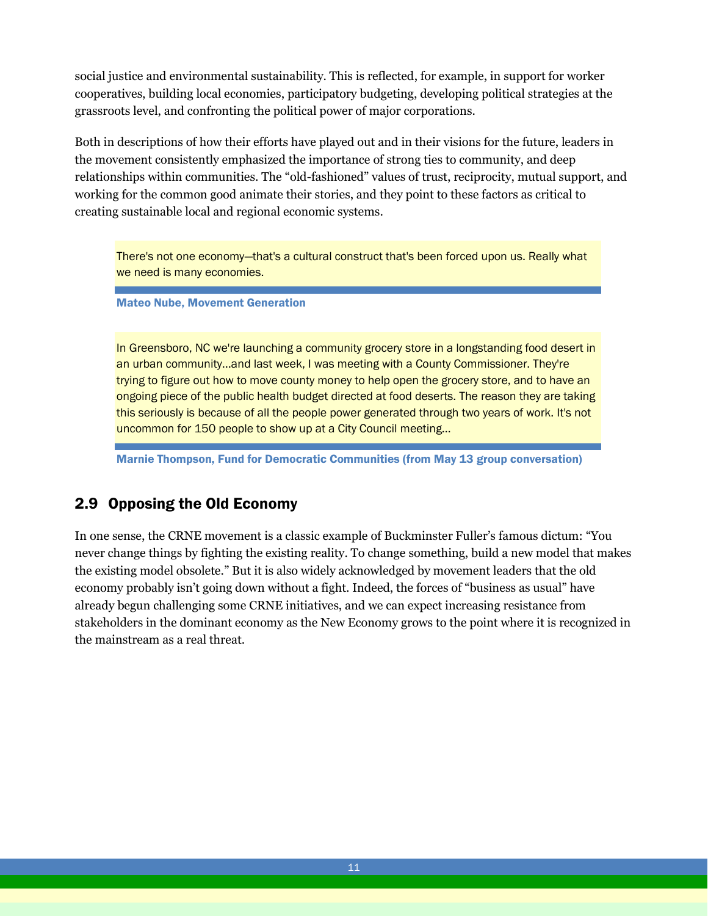social justice and environmental sustainability. This is reflected, for example, in support for worker cooperatives, building local economies, participatory budgeting, developing political strategies at the grassroots level, and confronting the political power of major corporations.

Both in descriptions of how their efforts have played out and in their visions for the future, leaders in the movement consistently emphasized the importance of strong ties to community, and deep relationships within communities. The "old-fashioned" values of trust, reciprocity, mutual support, and working for the common good animate their stories, and they point to these factors as critical to creating sustainable local and regional economic systems.

> There's not one economy—that's a cultural construct that's been forced upon us. Really what we need is many economies.
>
> **Mateo Nube, Movement Generation**

> In Greensboro, NC we're launching a community grocery store in a longstanding food desert in an urban community…and last week, I was meeting with a County Commissioner. They're trying to figure out how to move county money to help open the grocery store, and to have an ongoing piece of the public health budget directed at food deserts. The reason they are taking this seriously is because of all the people power generated through two years of work. It's not uncommon for 150 people to show up at a City Council meeting…
>
> **Marnie Thompson, Fund for Democratic Communities (from May 13 group conversation)**

## 2.9 Opposing the Old Economy

In one sense, the CRNE movement is a classic example of Buckminster Fuller's famous dictum: "You never change things by fighting the existing reality. To change something, build a new model that makes the existing model obsolete." But it is also widely acknowledged by movement leaders that the old economy probably isn't going down without a fight. Indeed, the forces of "business as usual" have already begun challenging some CRNE initiatives, and we can expect increasing resistance from stakeholders in the dominant economy as the New Economy grows to the point where it is recognized in the mainstream as a real threat.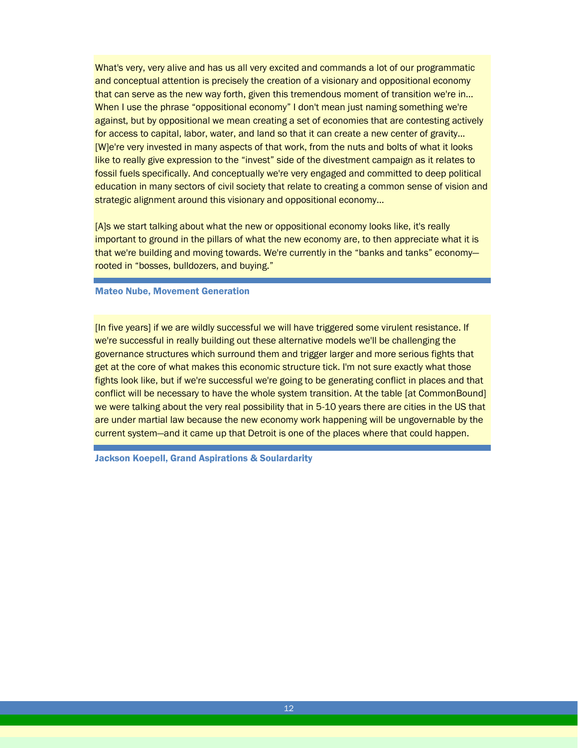What's very, very alive and has us all very excited and commands a lot of our programmatic and conceptual attention is precisely the creation of a visionary and oppositional economy that can serve as the new way forth, given this tremendous moment of transition we're in... When I use the phrase "oppositional economy" I don't mean just naming something we're against, but by oppositional we mean creating a set of economies that are contesting actively for access to capital, labor, water, and land so that it can create a new center of gravity... [W]e're very invested in many aspects of that work, from the nuts and bolts of what it looks like to really give expression to the "invest" side of the divestment campaign as it relates to fossil fuels specifically. And conceptually we're very engaged and committed to deep political education in many sectors of civil society that relate to creating a common sense of vision and strategic alignment around this visionary and oppositional economy...

[A]s we start talking about what the new or oppositional economy looks like, it's really important to ground in the pillars of what the new economy are, to then appreciate what it is that we're building and moving towards. We're currently in the "banks and tanks" economy—rooted in "bosses, bulldozers, and buying."

**Mateo Nube, Movement Generation**

[In five years] if we are wildly successful we will have triggered some virulent resistance. If we're successful in really building out these alternative models we'll be challenging the governance structures which surround them and trigger larger and more serious fights that get at the core of what makes this economic structure tick. I'm not sure exactly what those fights look like, but if we're successful we're going to be generating conflict in places and that conflict will be necessary to have the whole system transition. At the table [at CommonBound] we were talking about the very real possibility that in 5-10 years there are cities in the US that are under martial law because the new economy work happening will be ungovernable by the current system—and it came up that Detroit is one of the places where that could happen.

**Jackson Koepell, Grand Aspirations & Soulardarity**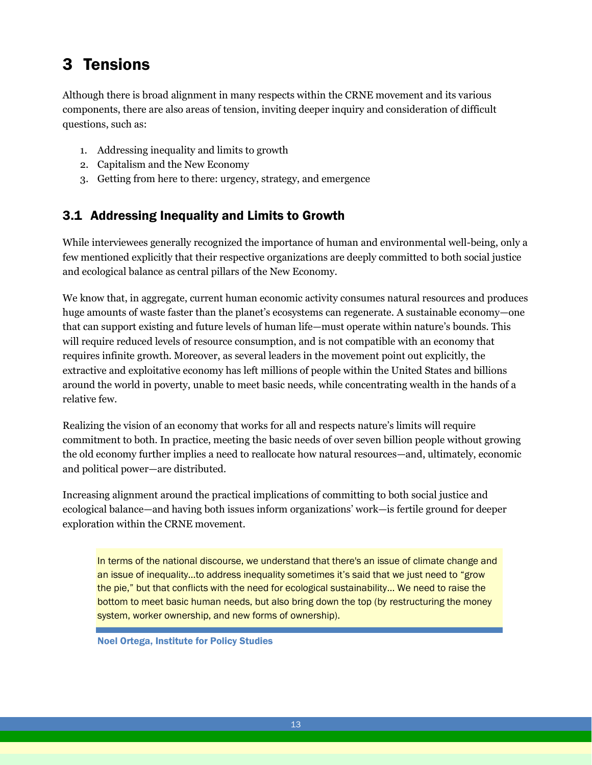# 3 Tensions

Although there is broad alignment in many respects within the CRNE movement and its various components, there are also areas of tension, inviting deeper inquiry and consideration of difficult questions, such as:

1. Addressing inequality and limits to growth
2. Capitalism and the New Economy
3. Getting from here to there: urgency, strategy, and emergence

## 3.1 Addressing Inequality and Limits to Growth

While interviewees generally recognized the importance of human and environmental well-being, only a few mentioned explicitly that their respective organizations are deeply committed to both social justice and ecological balance as central pillars of the New Economy.

We know that, in aggregate, current human economic activity consumes natural resources and produces huge amounts of waste faster than the planet's ecosystems can regenerate. A sustainable economy—one that can support existing and future levels of human life—must operate within nature's bounds. This will require reduced levels of resource consumption, and is not compatible with an economy that requires infinite growth. Moreover, as several leaders in the movement point out explicitly, the extractive and exploitative economy has left millions of people within the United States and billions around the world in poverty, unable to meet basic needs, while concentrating wealth in the hands of a relative few.

Realizing the vision of an economy that works for all and respects nature's limits will require commitment to both. In practice, meeting the basic needs of over seven billion people without growing the old economy further implies a need to reallocate how natural resources—and, ultimately, economic and political power—are distributed.

Increasing alignment around the practical implications of committing to both social justice and ecological balance—and having both issues inform organizations' work—is fertile ground for deeper exploration within the CRNE movement.

> In terms of the national discourse, we understand that there's an issue of climate change and an issue of inequality…to address inequality sometimes it's said that we just need to "grow the pie," but that conflicts with the need for ecological sustainability… We need to raise the bottom to meet basic human needs, but also bring down the top (by restructuring the money system, worker ownership, and new forms of ownership).

**Noel Ortega, Institute for Policy Studies**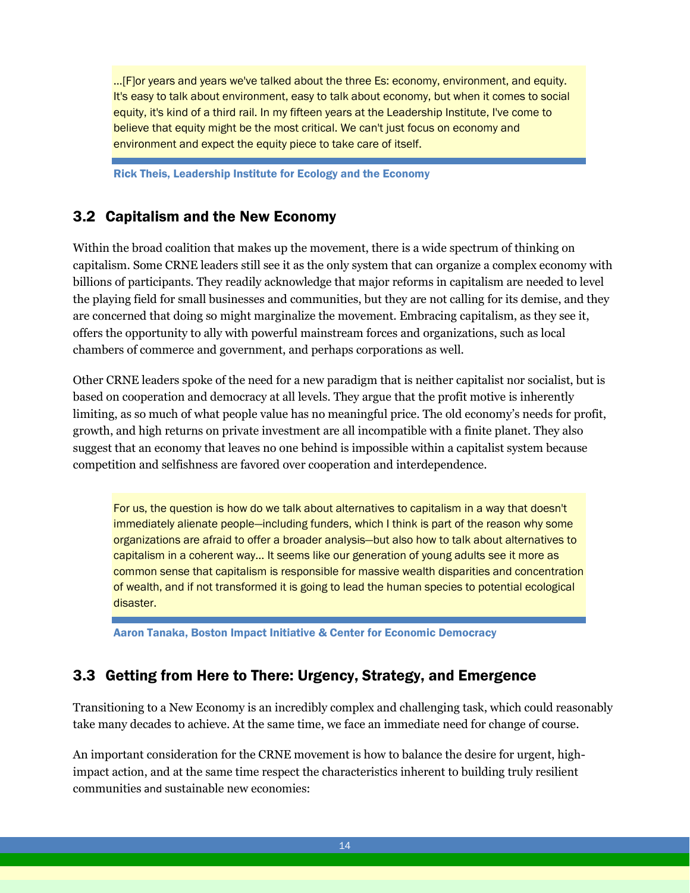> ...[F]or years and years we've talked about the three Es: economy, environment, and equity. It's easy to talk about environment, easy to talk about economy, but when it comes to social equity, it's kind of a third rail. In my fifteen years at the Leadership Institute, I've come to believe that equity might be the most critical. We can't just focus on economy and environment and expect the equity piece to take care of itself.

**Rick Theis, Leadership Institute for Ecology and the Economy**

## 3.2 Capitalism and the New Economy

Within the broad coalition that makes up the movement, there is a wide spectrum of thinking on capitalism. Some CRNE leaders still see it as the only system that can organize a complex economy with billions of participants. They readily acknowledge that major reforms in capitalism are needed to level the playing field for small businesses and communities, but they are not calling for its demise, and they are concerned that doing so might marginalize the movement. Embracing capitalism, as they see it, offers the opportunity to ally with powerful mainstream forces and organizations, such as local chambers of commerce and government, and perhaps corporations as well.

Other CRNE leaders spoke of the need for a new paradigm that is neither capitalist nor socialist, but is based on cooperation and democracy at all levels. They argue that the profit motive is inherently limiting, as so much of what people value has no meaningful price. The old economy's needs for profit, growth, and high returns on private investment are all incompatible with a finite planet. They also suggest that an economy that leaves no one behind is impossible within a capitalist system because competition and selfishness are favored over cooperation and interdependence.

> For us, the question is how do we talk about alternatives to capitalism in a way that doesn't immediately alienate people—including funders, which I think is part of the reason why some organizations are afraid to offer a broader analysis—but also how to talk about alternatives to capitalism in a coherent way... It seems like our generation of young adults see it more as common sense that capitalism is responsible for massive wealth disparities and concentration of wealth, and if not transformed it is going to lead the human species to potential ecological disaster.

**Aaron Tanaka, Boston Impact Initiative & Center for Economic Democracy**

## 3.3 Getting from Here to There: Urgency, Strategy, and Emergence

Transitioning to a New Economy is an incredibly complex and challenging task, which could reasonably take many decades to achieve. At the same time, we face an immediate need for change of course.

An important consideration for the CRNE movement is how to balance the desire for urgent, high-impact action, and at the same time respect the characteristics inherent to building truly resilient communities and sustainable new economies: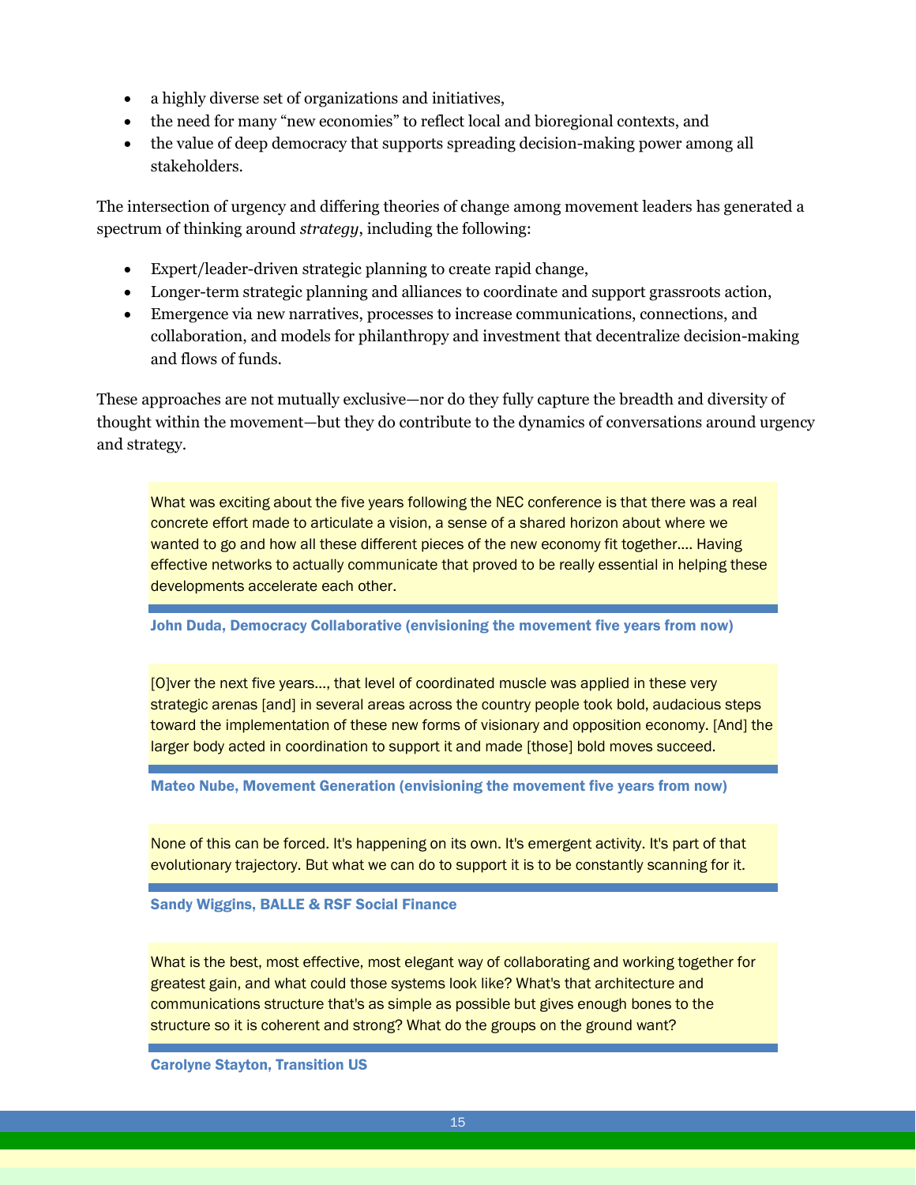- a highly diverse set of organizations and initiatives,
- the need for many "new economies" to reflect local and bioregional contexts, and
- the value of deep democracy that supports spreading decision-making power among all stakeholders.

The intersection of urgency and differing theories of change among movement leaders has generated a spectrum of thinking around *strategy*, including the following:

- Expert/leader-driven strategic planning to create rapid change,
- Longer-term strategic planning and alliances to coordinate and support grassroots action,
- Emergence via new narratives, processes to increase communications, connections, and collaboration, and models for philanthropy and investment that decentralize decision-making and flows of funds.

These approaches are not mutually exclusive—nor do they fully capture the breadth and diversity of thought within the movement—but they do contribute to the dynamics of conversations around urgency and strategy.

> What was exciting about the five years following the NEC conference is that there was a real concrete effort made to articulate a vision, a sense of a shared horizon about where we wanted to go and how all these different pieces of the new economy fit together.... Having effective networks to actually communicate that proved to be really essential in helping these developments accelerate each other.
>
> **John Duda, Democracy Collaborative (envisioning the movement five years from now)**

> [O]ver the next five years..., that level of coordinated muscle was applied in these very strategic arenas [and] in several areas across the country people took bold, audacious steps toward the implementation of these new forms of visionary and opposition economy. [And] the larger body acted in coordination to support it and made [those] bold moves succeed.
>
> **Mateo Nube, Movement Generation (envisioning the movement five years from now)**

> None of this can be forced. It's happening on its own. It's emergent activity. It's part of that evolutionary trajectory. But what we can do to support it is to be constantly scanning for it.
>
> **Sandy Wiggins, BALLE & RSF Social Finance**

> What is the best, most effective, most elegant way of collaborating and working together for greatest gain, and what could those systems look like? What's that architecture and communications structure that's as simple as possible but gives enough bones to the structure so it is coherent and strong? What do the groups on the ground want?
>
> **Carolyne Stayton, Transition US**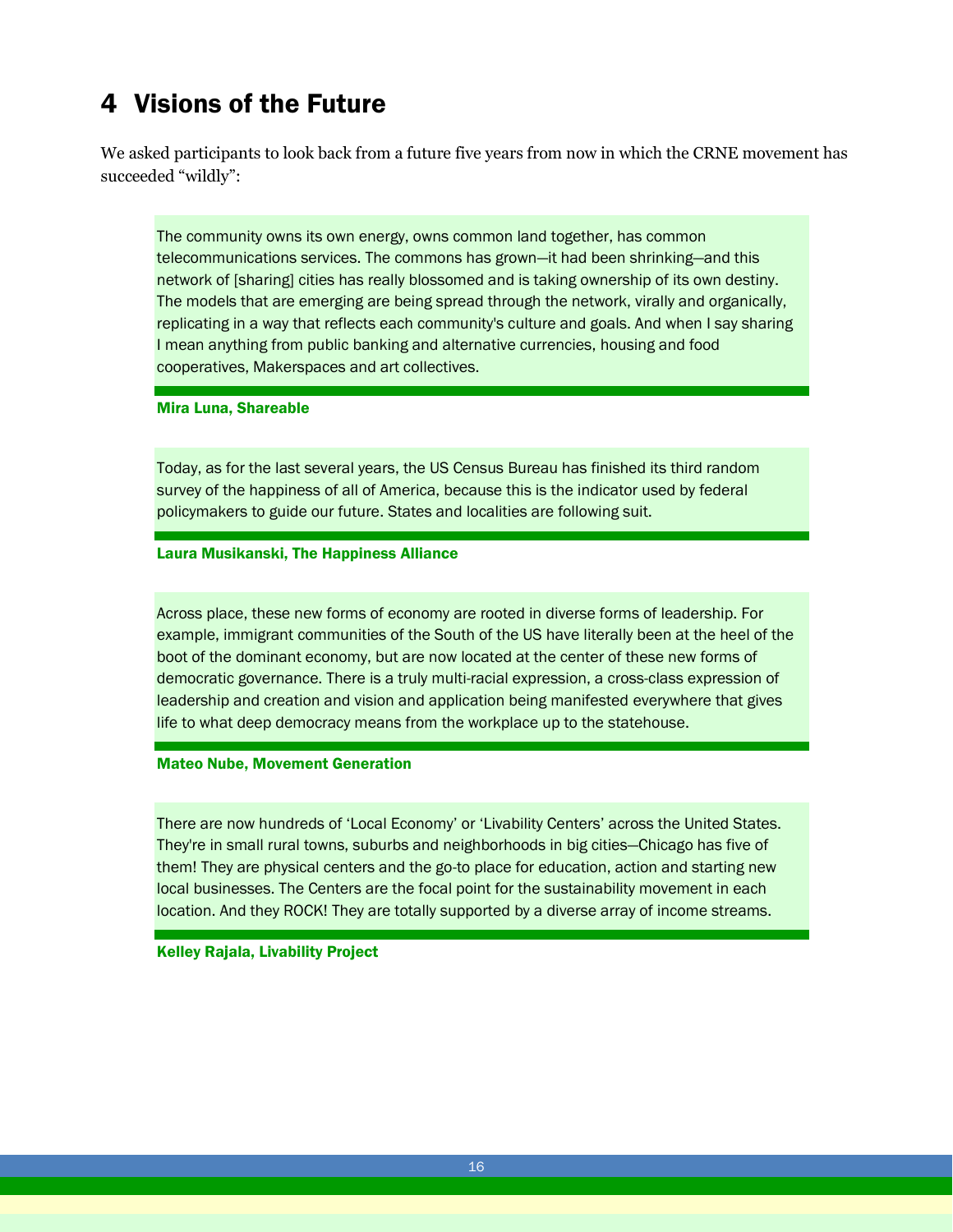# 4 Visions of the Future

We asked participants to look back from a future five years from now in which the CRNE movement has succeeded “wildly”:

> The community owns its own energy, owns common land together, has common telecommunications services. The commons has grown—it had been shrinking—and this network of [sharing] cities has really blossomed and is taking ownership of its own destiny. The models that are emerging are being spread through the network, virally and organically, replicating in a way that reflects each community's culture and goals. And when I say sharing I mean anything from public banking and alternative currencies, housing and food cooperatives, Makerspaces and art collectives.

**Mira Luna, Shareable**

> Today, as for the last several years, the US Census Bureau has finished its third random survey of the happiness of all of America, because this is the indicator used by federal policymakers to guide our future. States and localities are following suit.

**Laura Musikanski, The Happiness Alliance**

> Across place, these new forms of economy are rooted in diverse forms of leadership. For example, immigrant communities of the South of the US have literally been at the heel of the boot of the dominant economy, but are now located at the center of these new forms of democratic governance. There is a truly multi-racial expression, a cross-class expression of leadership and creation and vision and application being manifested everywhere that gives life to what deep democracy means from the workplace up to the statehouse.

**Mateo Nube, Movement Generation**

> There are now hundreds of ‘Local Economy’ or ‘Livability Centers’ across the United States. They're in small rural towns, suburbs and neighborhoods in big cities—Chicago has five of them! They are physical centers and the go-to place for education, action and starting new local businesses. The Centers are the focal point for the sustainability movement in each location. And they ROCK! They are totally supported by a diverse array of income streams.

**Kelley Rajala, Livability Project**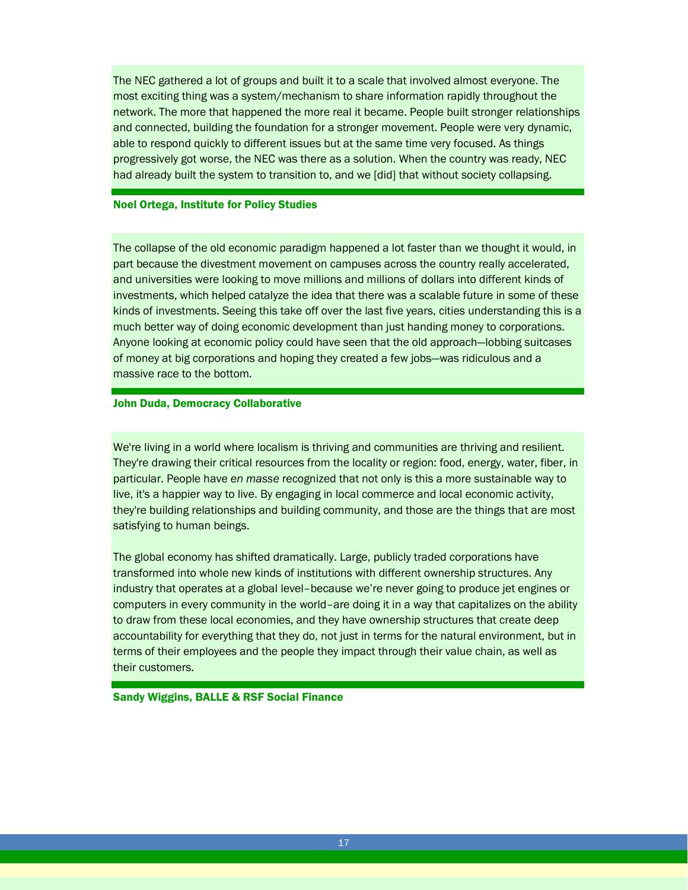The NEC gathered a lot of groups and built it to a scale that involved almost everyone. The most exciting thing was a system/mechanism to share information rapidly throughout the network. The more that happened the more real it became. People built stronger relationships and connected, building the foundation for a stronger movement. People were very dynamic, able to respond quickly to different issues but at the same time very focused. As things progressively got worse, the NEC was there as a solution. When the country was ready, NEC had already built the system to transition to, and we [did] that without society collapsing.

**Noel Ortega, Institute for Policy Studies**

The collapse of the old economic paradigm happened a lot faster than we thought it would, in part because the divestment movement on campuses across the country really accelerated, and universities were looking to move millions and millions of dollars into different kinds of investments, which helped catalyze the idea that there was a scalable future in some of these kinds of investments. Seeing this take off over the last five years, cities understanding this is a much better way of doing economic development than just handing money to corporations. Anyone looking at economic policy could have seen that the old approach—lobbing suitcases of money at big corporations and hoping they created a few jobs—was ridiculous and a massive race to the bottom.

**John Duda, Democracy Collaborative**

We're living in a world where localism is thriving and communities are thriving and resilient. They're drawing their critical resources from the locality or region: food, energy, water, fiber, in particular. People have *en masse* recognized that not only is this a more sustainable way to live, it's a happier way to live. By engaging in local commerce and local economic activity, they're building relationships and building community, and those are the things that are most satisfying to human beings.

The global economy has shifted dramatically. Large, publicly traded corporations have transformed into whole new kinds of institutions with different ownership structures. Any industry that operates at a global level–because we're never going to produce jet engines or computers in every community in the world–are doing it in a way that capitalizes on the ability to draw from these local economies, and they have ownership structures that create deep accountability for everything that they do, not just in terms for the natural environment, but in terms of their employees and the people they impact through their value chain, as well as their customers.

**Sandy Wiggins, BALLE & RSF Social Finance**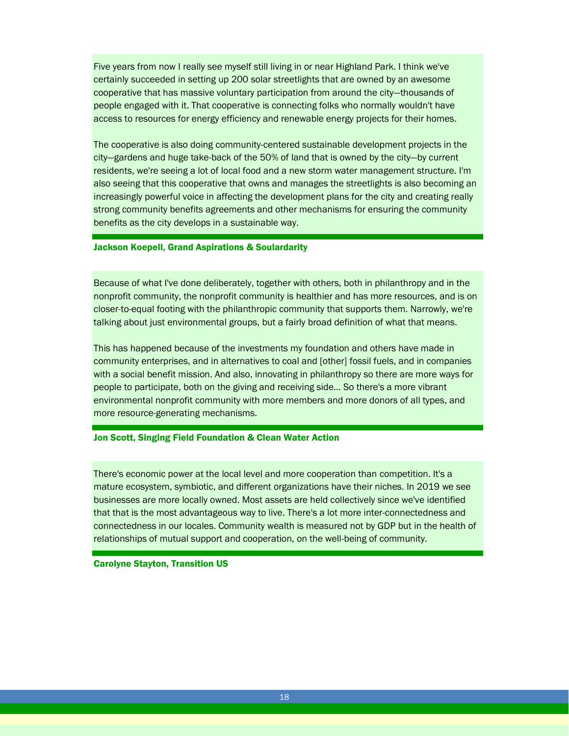Five years from now I really see myself still living in or near Highland Park. I think we've certainly succeeded in setting up 200 solar streetlights that are owned by an awesome cooperative that has massive voluntary participation from around the city—thousands of people engaged with it. That cooperative is connecting folks who normally wouldn't have access to resources for energy efficiency and renewable energy projects for their homes.

The cooperative is also doing community-centered sustainable development projects in the city—gardens and huge take-back of the 50% of land that is owned by the city—by current residents, we're seeing a lot of local food and a new storm water management structure. I'm also seeing that this cooperative that owns and manages the streetlights is also becoming an increasingly powerful voice in affecting the development plans for the city and creating really strong community benefits agreements and other mechanisms for ensuring the community benefits as the city develops in a sustainable way.

**Jackson Koepell, Grand Aspirations & Soulardarity**

Because of what I've done deliberately, together with others, both in philanthropy and in the nonprofit community, the nonprofit community is healthier and has more resources, and is on closer-to-equal footing with the philanthropic community that supports them. Narrowly, we're talking about just environmental groups, but a fairly broad definition of what that means.

This has happened because of the investments my foundation and others have made in community enterprises, and in alternatives to coal and [other] fossil fuels, and in companies with a social benefit mission. And also, innovating in philanthropy so there are more ways for people to participate, both on the giving and receiving side... So there's a more vibrant environmental nonprofit community with more members and more donors of all types, and more resource-generating mechanisms.

**Jon Scott, Singing Field Foundation & Clean Water Action**

There's economic power at the local level and more cooperation than competition. It's a mature ecosystem, symbiotic, and different organizations have their niches. In 2019 we see businesses are more locally owned. Most assets are held collectively since we've identified that that is the most advantageous way to live. There's a lot more inter-connectedness and connectedness in our locales. Community wealth is measured not by GDP but in the health of relationships of mutual support and cooperation, on the well-being of community.

**Carolyne Stayton, Transition US**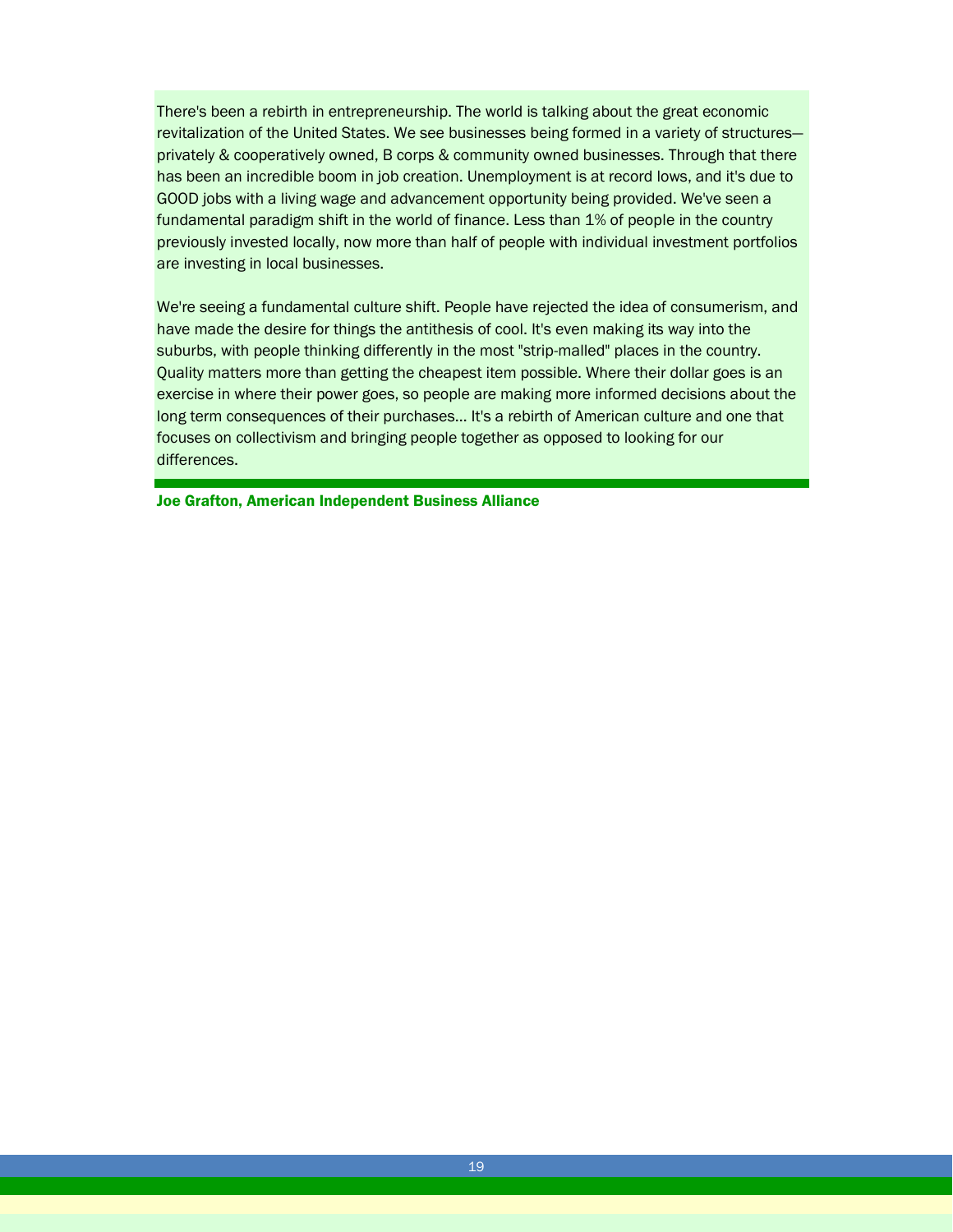There's been a rebirth in entrepreneurship. The world is talking about the great economic revitalization of the United States. We see businesses being formed in a variety of structures—privately & cooperatively owned, B corps & community owned businesses. Through that there has been an incredible boom in job creation. Unemployment is at record lows, and it's due to GOOD jobs with a living wage and advancement opportunity being provided. We've seen a fundamental paradigm shift in the world of finance. Less than 1% of people in the country previously invested locally, now more than half of people with individual investment portfolios are investing in local businesses.

We're seeing a fundamental culture shift. People have rejected the idea of consumerism, and have made the desire for things the antithesis of cool. It's even making its way into the suburbs, with people thinking differently in the most "strip-malled" places in the country. Quality matters more than getting the cheapest item possible. Where their dollar goes is an exercise in where their power goes, so people are making more informed decisions about the long term consequences of their purchases… It's a rebirth of American culture and one that focuses on collectivism and bringing people together as opposed to looking for our differences.

**Joe Grafton, American Independent Business Alliance**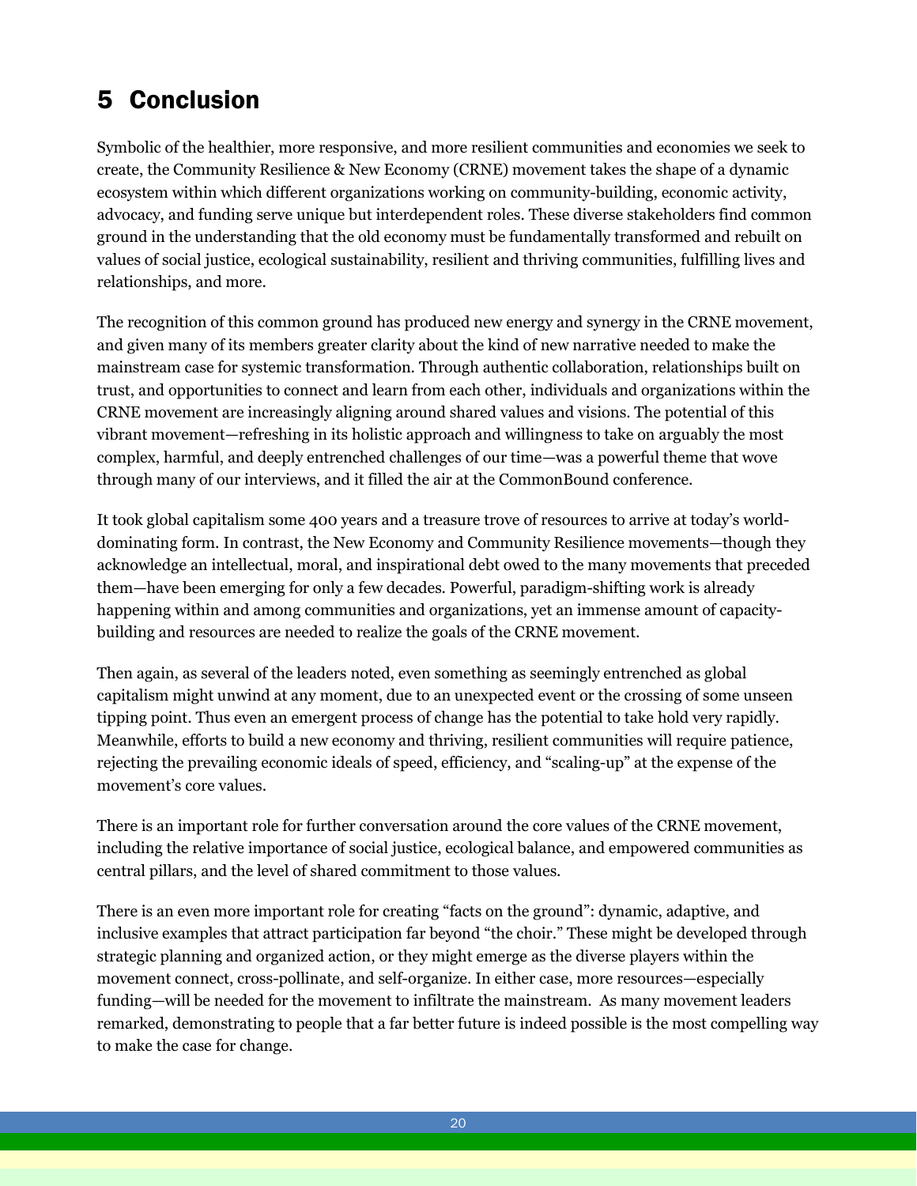# 5 Conclusion

Symbolic of the healthier, more responsive, and more resilient communities and economies we seek to create, the Community Resilience & New Economy (CRNE) movement takes the shape of a dynamic ecosystem within which different organizations working on community-building, economic activity, advocacy, and funding serve unique but interdependent roles. These diverse stakeholders find common ground in the understanding that the old economy must be fundamentally transformed and rebuilt on values of social justice, ecological sustainability, resilient and thriving communities, fulfilling lives and relationships, and more.

The recognition of this common ground has produced new energy and synergy in the CRNE movement, and given many of its members greater clarity about the kind of new narrative needed to make the mainstream case for systemic transformation. Through authentic collaboration, relationships built on trust, and opportunities to connect and learn from each other, individuals and organizations within the CRNE movement are increasingly aligning around shared values and visions. The potential of this vibrant movement—refreshing in its holistic approach and willingness to take on arguably the most complex, harmful, and deeply entrenched challenges of our time—was a powerful theme that wove through many of our interviews, and it filled the air at the CommonBound conference.

It took global capitalism some 400 years and a treasure trove of resources to arrive at today's world-dominating form. In contrast, the New Economy and Community Resilience movements—though they acknowledge an intellectual, moral, and inspirational debt owed to the many movements that preceded them—have been emerging for only a few decades. Powerful, paradigm-shifting work is already happening within and among communities and organizations, yet an immense amount of capacity-building and resources are needed to realize the goals of the CRNE movement.

Then again, as several of the leaders noted, even something as seemingly entrenched as global capitalism might unwind at any moment, due to an unexpected event or the crossing of some unseen tipping point. Thus even an emergent process of change has the potential to take hold very rapidly. Meanwhile, efforts to build a new economy and thriving, resilient communities will require patience, rejecting the prevailing economic ideals of speed, efficiency, and "scaling-up" at the expense of the movement's core values.

There is an important role for further conversation around the core values of the CRNE movement, including the relative importance of social justice, ecological balance, and empowered communities as central pillars, and the level of shared commitment to those values.

There is an even more important role for creating "facts on the ground": dynamic, adaptive, and inclusive examples that attract participation far beyond "the choir." These might be developed through strategic planning and organized action, or they might emerge as the diverse players within the movement connect, cross-pollinate, and self-organize. In either case, more resources—especially funding—will be needed for the movement to infiltrate the mainstream. As many movement leaders remarked, demonstrating to people that a far better future is indeed possible is the most compelling way to make the case for change.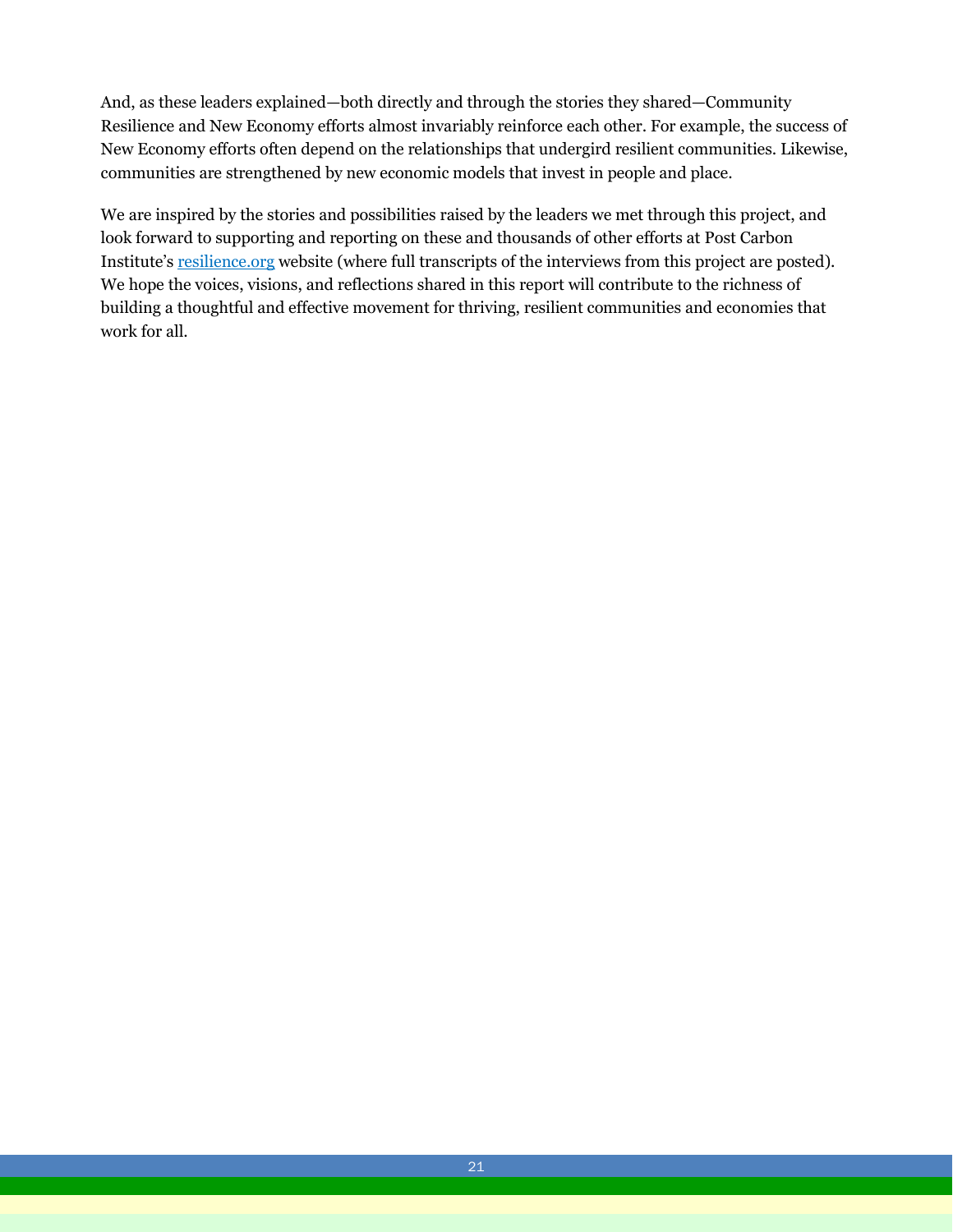And, as these leaders explained—both directly and through the stories they shared—Community Resilience and New Economy efforts almost invariably reinforce each other. For example, the success of New Economy efforts often depend on the relationships that undergird resilient communities. Likewise, communities are strengthened by new economic models that invest in people and place.

We are inspired by the stories and possibilities raised by the leaders we met through this project, and look forward to supporting and reporting on these and thousands of other efforts at Post Carbon Institute's [resilience.org](resilience.org) website (where full transcripts of the interviews from this project are posted). We hope the voices, visions, and reflections shared in this report will contribute to the richness of building a thoughtful and effective movement for thriving, resilient communities and economies that work for all.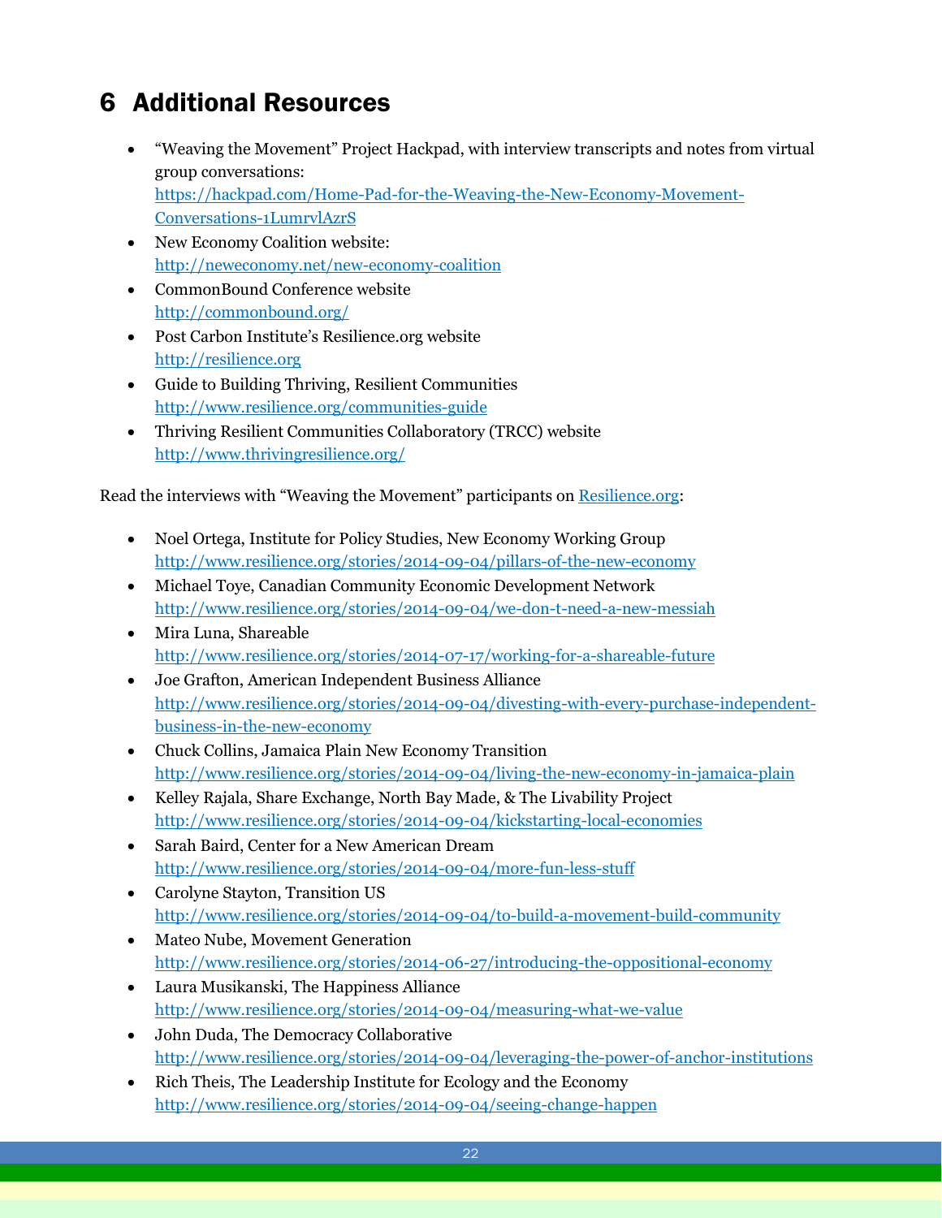# 6 Additional Resources

- "Weaving the Movement" Project Hackpad, with interview transcripts and notes from virtual group conversations: https://hackpad.com/Home-Pad-for-the-Weaving-the-New-Economy-Movement-Conversations-1LumrvlAzrS
- New Economy Coalition website: http://neweconomy.net/new-economy-coalition
- CommonBound Conference website http://commonbound.org/
- Post Carbon Institute's Resilience.org website http://resilience.org
- Guide to Building Thriving, Resilient Communities http://www.resilience.org/communities-guide
- Thriving Resilient Communities Collaboratory (TRCC) website http://www.thrivingresilience.org/

Read the interviews with "Weaving the Movement" participants on Resilience.org:

- Noel Ortega, Institute for Policy Studies, New Economy Working Group http://www.resilience.org/stories/2014-09-04/pillars-of-the-new-economy
- Michael Toye, Canadian Community Economic Development Network http://www.resilience.org/stories/2014-09-04/we-don-t-need-a-new-messiah
- Mira Luna, Shareable http://www.resilience.org/stories/2014-07-17/working-for-a-shareable-future
- Joe Grafton, American Independent Business Alliance http://www.resilience.org/stories/2014-09-04/divesting-with-every-purchase-independent-business-in-the-new-economy
- Chuck Collins, Jamaica Plain New Economy Transition http://www.resilience.org/stories/2014-09-04/living-the-new-economy-in-jamaica-plain
- Kelley Rajala, Share Exchange, North Bay Made, & The Livability Project http://www.resilience.org/stories/2014-09-04/kickstarting-local-economies
- Sarah Baird, Center for a New American Dream http://www.resilience.org/stories/2014-09-04/more-fun-less-stuff
- Carolyne Stayton, Transition US http://www.resilience.org/stories/2014-09-04/to-build-a-movement-build-community
- Mateo Nube, Movement Generation http://www.resilience.org/stories/2014-06-27/introducing-the-oppositional-economy
- Laura Musikanski, The Happiness Alliance http://www.resilience.org/stories/2014-09-04/measuring-what-we-value
- John Duda, The Democracy Collaborative http://www.resilience.org/stories/2014-09-04/leveraging-the-power-of-anchor-institutions
- Rich Theis, The Leadership Institute for Ecology and the Economy http://www.resilience.org/stories/2014-09-04/seeing-change-happen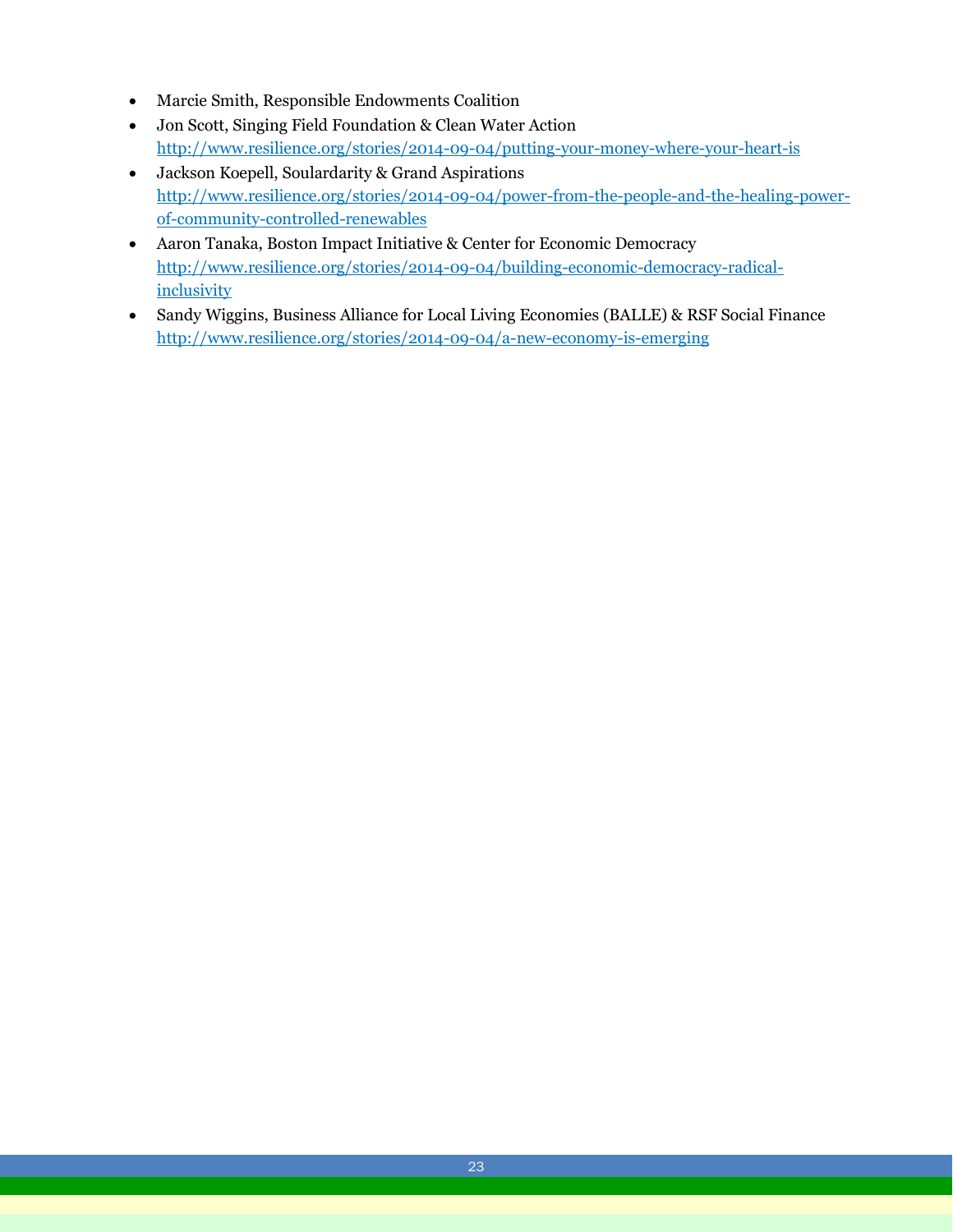- Marcie Smith, Responsible Endowments Coalition
- Jon Scott, Singing Field Foundation & Clean Water Action
  http://www.resilience.org/stories/2014-09-04/putting-your-money-where-your-heart-is
- Jackson Koepell, Soulardarity & Grand Aspirations
  http://www.resilience.org/stories/2014-09-04/power-from-the-people-and-the-healing-power-of-community-controlled-renewables
- Aaron Tanaka, Boston Impact Initiative & Center for Economic Democracy
  http://www.resilience.org/stories/2014-09-04/building-economic-democracy-radical-inclusivity
- Sandy Wiggins, Business Alliance for Local Living Economies (BALLE) & RSF Social Finance
  http://www.resilience.org/stories/2014-09-04/a-new-economy-is-emerging